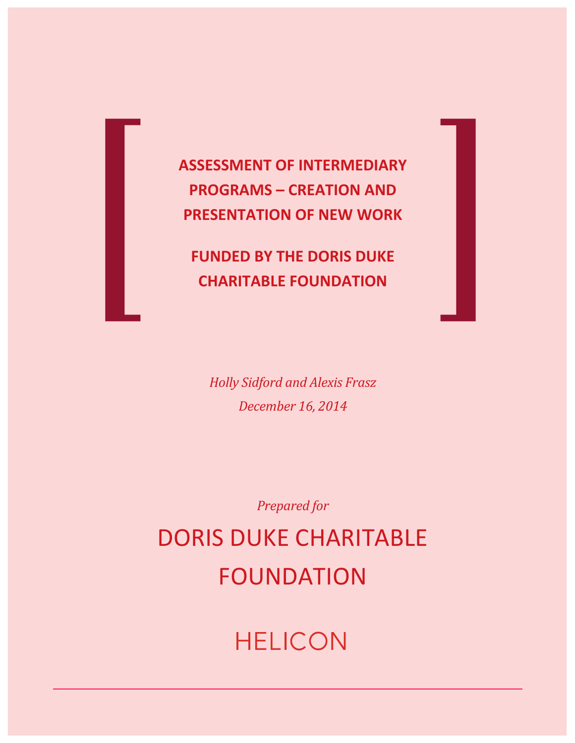# ASSESSMENT OF INTERMEDIARY PROGRAMS – CREATION AND PRESENTATION OF NEW WORK

## FUNDED BY THE DORIS DUKE CHARITABLE FOUNDATION

*Holly Sidford and Alexis Frasz*

*December 16, 2014*

*Prepared for*

DORIS DUKE CHARITABLE FOUNDATION

HELICON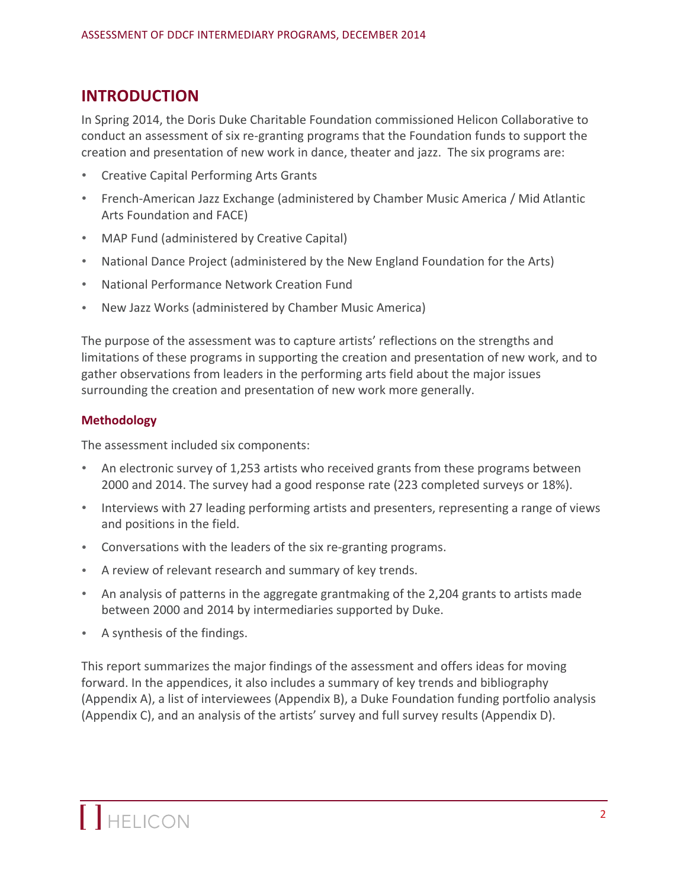## INTRODUCTION

In Spring 2014, the Doris Duke Charitable Foundation commissioned Helicon Collaborative to conduct an assessment of six re-granting programs that the Foundation funds to support the creation and presentation of new work in dance, theater and jazz. The six programs are:

- Creative Capital Performing Arts Grants
- French-American Jazz Exchange (administered by Chamber Music America / Mid Atlantic Arts Foundation and FACE)
- MAP Fund (administered by Creative Capital)
- National Dance Project (administered by the New England Foundation for the Arts)
- National Performance Network Creation Fund
- New Jazz Works (administered by Chamber Music America)

The purpose of the assessment was to capture artists' reflections on the strengths and limitations of these programs in supporting the creation and presentation of new work, and to gather observations from leaders in the performing arts field about the major issues surrounding the creation and presentation of new work more generally.

### Methodology

The assessment included six components:

- An electronic survey of 1,253 artists who received grants from these programs between 2000 and 2014. The survey had a good response rate (223 completed surveys or 18%).
- Interviews with 27 leading performing artists and presenters, representing a range of views and positions in the field.
- Conversations with the leaders of the six re-granting programs.
- A review of relevant research and summary of key trends.
- An analysis of patterns in the aggregate grantmaking of the 2,204 grants to artists made between 2000 and 2014 by intermediaries supported by Duke.
- A synthesis of the findings.

This report summarizes the major findings of the assessment and offers ideas for moving forward. In the appendices, it also includes a summary of key trends and bibliography (Appendix A), a list of interviewees (Appendix B), a Duke Foundation funding portfolio analysis (Appendix C), and an analysis of the artists' survey and full survey results (Appendix D).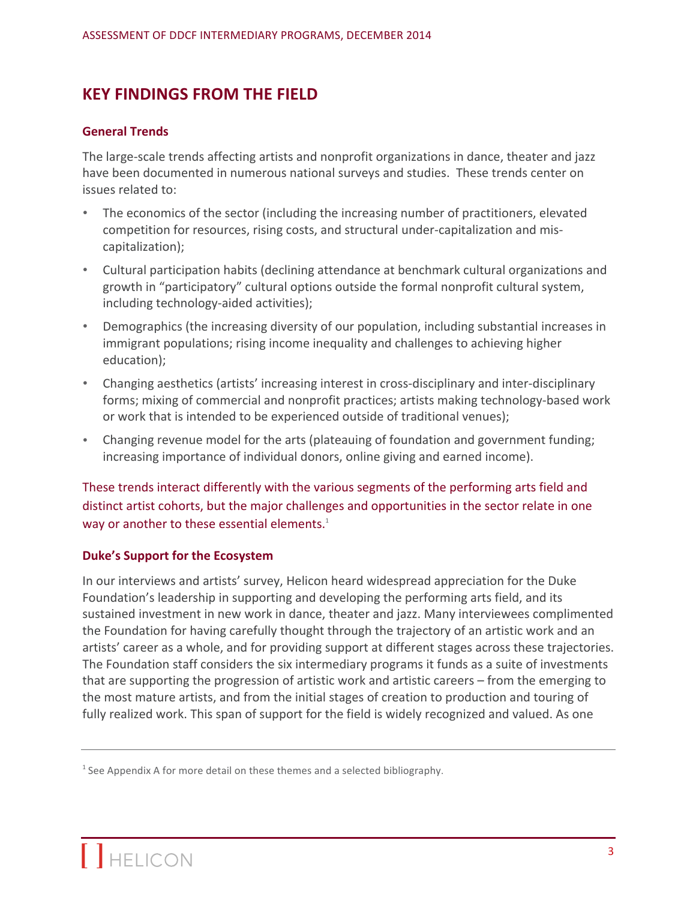## KEY FINDINGS FROM THE FIELD

### General Trends

The large-scale trends affecting artists and nonprofit organizations in dance, theater and jazz have been documented in numerous national surveys and studies. These trends center on issues related to:

- The economics of the sector (including the increasing number of practitioners, elevated competition for resources, rising costs, and structural under-capitalization and mis-capitalization);
- Cultural participation habits (declining attendance at benchmark cultural organizations and growth in "participatory" cultural options outside the formal nonprofit cultural system, including technology-aided activities);
- Demographics (the increasing diversity of our population, including substantial increases in immigrant populations; rising income inequality and challenges to achieving higher education);
- Changing aesthetics (artists' increasing interest in cross-disciplinary and inter-disciplinary forms; mixing of commercial and nonprofit practices; artists making technology-based work or work that is intended to be experienced outside of traditional venues);
- Changing revenue model for the arts (plateauing of foundation and government funding; increasing importance of individual donors, online giving and earned income).

These trends interact differently with the various segments of the performing arts field and distinct artist cohorts, but the major challenges and opportunities in the sector relate in one way or another to these essential elements.[1]

### Duke's Support for the Ecosystem

In our interviews and artists' survey, Helicon heard widespread appreciation for the Duke Foundation's leadership in supporting and developing the performing arts field, and its sustained investment in new work in dance, theater and jazz. Many interviewees complimented the Foundation for having carefully thought through the trajectory of an artistic work and an artists' career as a whole, and for providing support at different stages across these trajectories. The Foundation staff considers the six intermediary programs it funds as a suite of investments that are supporting the progression of artistic work and artistic careers – from the emerging to the most mature artists, and from the initial stages of creation to production and touring of fully realized work. This span of support for the field is widely recognized and valued. As one

[1] See Appendix A for more detail on these themes and a selected bibliography.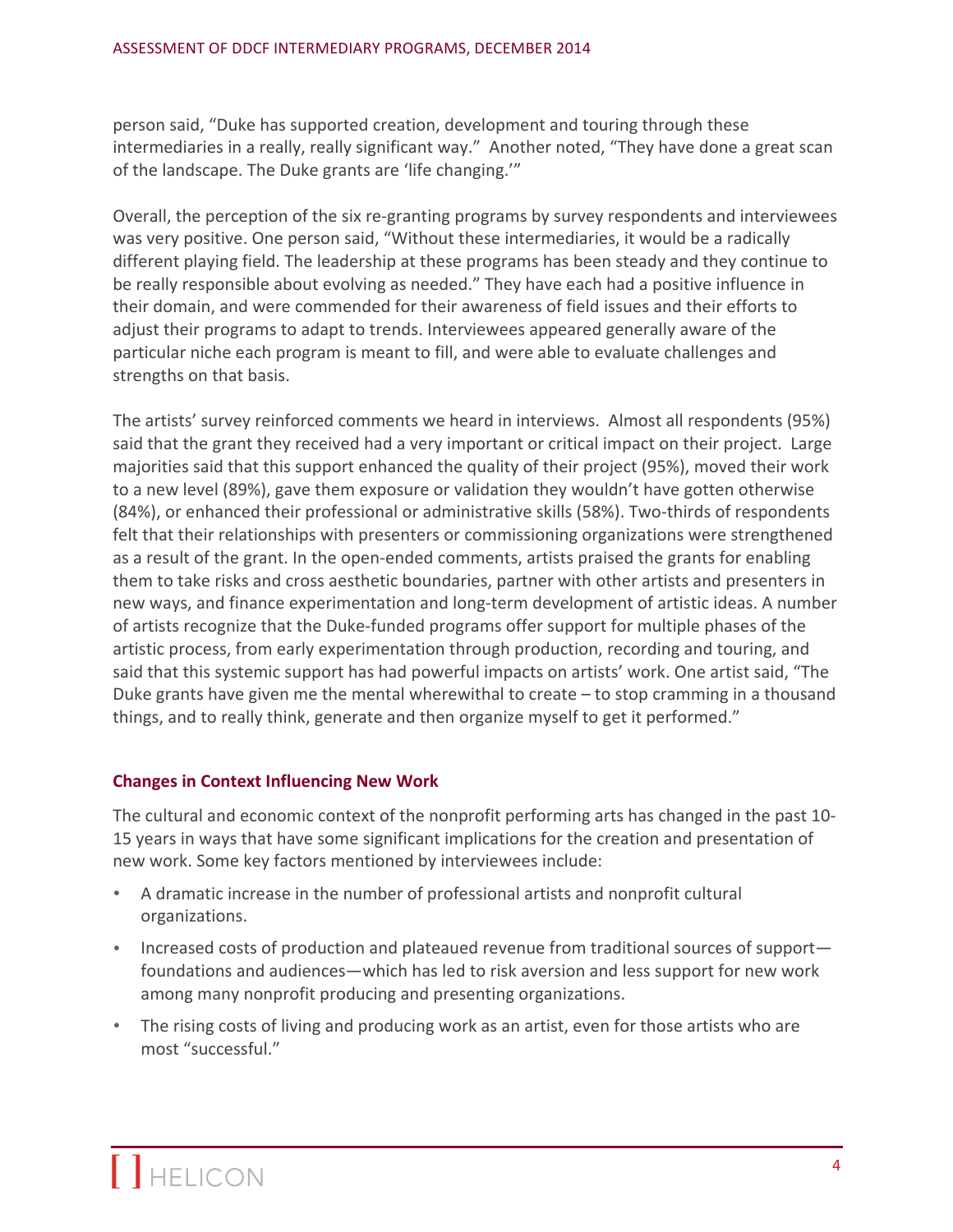person said, "Duke has supported creation, development and touring through these intermediaries in a really, really significant way." Another noted, "They have done a great scan of the landscape. The Duke grants are 'life changing.'"

Overall, the perception of the six re-granting programs by survey respondents and interviewees was very positive. One person said, "Without these intermediaries, it would be a radically different playing field. The leadership at these programs has been steady and they continue to be really responsible about evolving as needed." They have each had a positive influence in their domain, and were commended for their awareness of field issues and their efforts to adjust their programs to adapt to trends. Interviewees appeared generally aware of the particular niche each program is meant to fill, and were able to evaluate challenges and strengths on that basis.

The artists' survey reinforced comments we heard in interviews. Almost all respondents (95%) said that the grant they received had a very important or critical impact on their project. Large majorities said that this support enhanced the quality of their project (95%), moved their work to a new level (89%), gave them exposure or validation they wouldn't have gotten otherwise (84%), or enhanced their professional or administrative skills (58%). Two-thirds of respondents felt that their relationships with presenters or commissioning organizations were strengthened as a result of the grant. In the open-ended comments, artists praised the grants for enabling them to take risks and cross aesthetic boundaries, partner with other artists and presenters in new ways, and finance experimentation and long-term development of artistic ideas. A number of artists recognize that the Duke-funded programs offer support for multiple phases of the artistic process, from early experimentation through production, recording and touring, and said that this systemic support has had powerful impacts on artists' work. One artist said, "The Duke grants have given me the mental wherewithal to create – to stop cramming in a thousand things, and to really think, generate and then organize myself to get it performed."

### Changes in Context Influencing New Work

The cultural and economic context of the nonprofit performing arts has changed in the past 10-15 years in ways that have some significant implications for the creation and presentation of new work. Some key factors mentioned by interviewees include:

- A dramatic increase in the number of professional artists and nonprofit cultural organizations.
- Increased costs of production and plateaued revenue from traditional sources of support—foundations and audiences—which has led to risk aversion and less support for new work among many nonprofit producing and presenting organizations.
- The rising costs of living and producing work as an artist, even for those artists who are most "successful."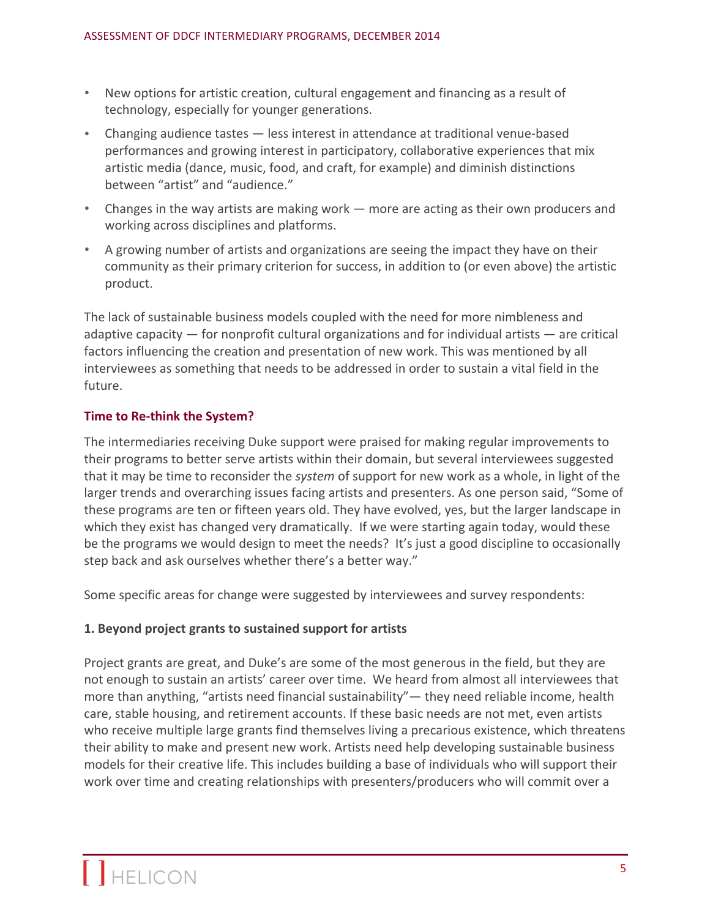- New options for artistic creation, cultural engagement and financing as a result of technology, especially for younger generations.
- Changing audience tastes — less interest in attendance at traditional venue-based performances and growing interest in participatory, collaborative experiences that mix artistic media (dance, music, food, and craft, for example) and diminish distinctions between "artist" and "audience."
- Changes in the way artists are making work — more are acting as their own producers and working across disciplines and platforms.
- A growing number of artists and organizations are seeing the impact they have on their community as their primary criterion for success, in addition to (or even above) the artistic product.

The lack of sustainable business models coupled with the need for more nimbleness and adaptive capacity — for nonprofit cultural organizations and for individual artists — are critical factors influencing the creation and presentation of new work. This was mentioned by all interviewees as something that needs to be addressed in order to sustain a vital field in the future.

### Time to Re-think the System?

The intermediaries receiving Duke support were praised for making regular improvements to their programs to better serve artists within their domain, but several interviewees suggested that it may be time to reconsider the *system* of support for new work as a whole, in light of the larger trends and overarching issues facing artists and presenters. As one person said, "Some of these programs are ten or fifteen years old. They have evolved, yes, but the larger landscape in which they exist has changed very dramatically. If we were starting again today, would these be the programs we would design to meet the needs? It's just a good discipline to occasionally step back and ask ourselves whether there's a better way."

Some specific areas for change were suggested by interviewees and survey respondents:

#### 1. Beyond project grants to sustained support for artists

Project grants are great, and Duke's are some of the most generous in the field, but they are not enough to sustain an artists' career over time. We heard from almost all interviewees that more than anything, "artists need financial sustainability"— they need reliable income, health care, stable housing, and retirement accounts. If these basic needs are not met, even artists who receive multiple large grants find themselves living a precarious existence, which threatens their ability to make and present new work. Artists need help developing sustainable business models for their creative life. This includes building a base of individuals who will support their work over time and creating relationships with presenters/producers who will commit over a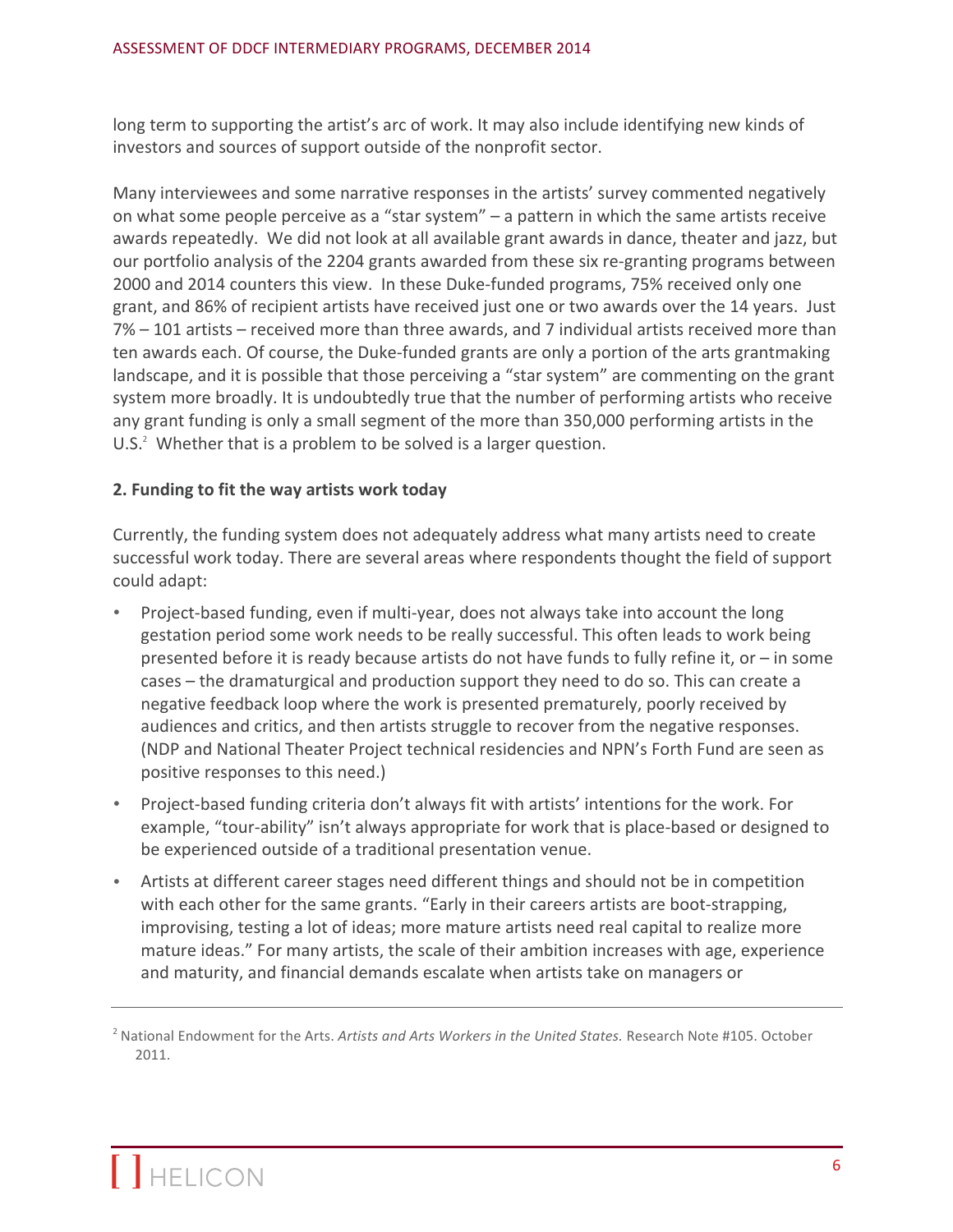long term to supporting the artist's arc of work. It may also include identifying new kinds of investors and sources of support outside of the nonprofit sector.

Many interviewees and some narrative responses in the artists' survey commented negatively on what some people perceive as a "star system" – a pattern in which the same artists receive awards repeatedly. We did not look at all available grant awards in dance, theater and jazz, but our portfolio analysis of the 2204 grants awarded from these six re-granting programs between 2000 and 2014 counters this view. In these Duke-funded programs, 75% received only one grant, and 86% of recipient artists have received just one or two awards over the 14 years. Just 7% – 101 artists – received more than three awards, and 7 individual artists received more than ten awards each. Of course, the Duke-funded grants are only a portion of the arts grantmaking landscape, and it is possible that those perceiving a "star system" are commenting on the grant system more broadly. It is undoubtedly true that the number of performing artists who receive any grant funding is only a small segment of the more than 350,000 performing artists in the U.S.[2] Whether that is a problem to be solved is a larger question.

**2. Funding to fit the way artists work today**

Currently, the funding system does not adequately address what many artists need to create successful work today. There are several areas where respondents thought the field of support could adapt:

- Project-based funding, even if multi-year, does not always take into account the long gestation period some work needs to be really successful. This often leads to work being presented before it is ready because artists do not have funds to fully refine it, or – in some cases – the dramaturgical and production support they need to do so. This can create a negative feedback loop where the work is presented prematurely, poorly received by audiences and critics, and then artists struggle to recover from the negative responses. (NDP and National Theater Project technical residencies and NPN's Forth Fund are seen as positive responses to this need.)
- Project-based funding criteria don't always fit with artists' intentions for the work. For example, "tour-ability" isn't always appropriate for work that is place-based or designed to be experienced outside of a traditional presentation venue.
- Artists at different career stages need different things and should not be in competition with each other for the same grants. "Early in their careers artists are boot-strapping, improvising, testing a lot of ideas; more mature artists need real capital to realize more mature ideas." For many artists, the scale of their ambition increases with age, experience and maturity, and financial demands escalate when artists take on managers or

[2] National Endowment for the Arts. *Artists and Arts Workers in the United States.* Research Note #105. October 2011.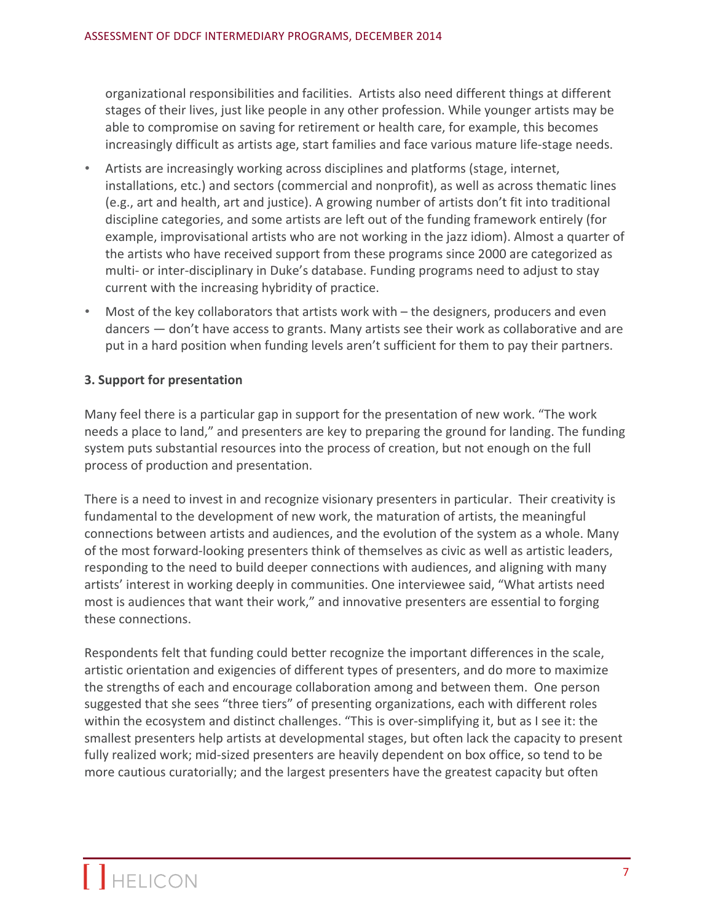organizational responsibilities and facilities. Artists also need different things at different stages of their lives, just like people in any other profession. While younger artists may be able to compromise on saving for retirement or health care, for example, this becomes increasingly difficult as artists age, start families and face various mature life-stage needs.

- Artists are increasingly working across disciplines and platforms (stage, internet, installations, etc.) and sectors (commercial and nonprofit), as well as across thematic lines (e.g., art and health, art and justice). A growing number of artists don't fit into traditional discipline categories, and some artists are left out of the funding framework entirely (for example, improvisational artists who are not working in the jazz idiom). Almost a quarter of the artists who have received support from these programs since 2000 are categorized as multi- or inter-disciplinary in Duke's database. Funding programs need to adjust to stay current with the increasing hybridity of practice.
- Most of the key collaborators that artists work with – the designers, producers and even dancers — don't have access to grants. Many artists see their work as collaborative and are put in a hard position when funding levels aren't sufficient for them to pay their partners.

**3. Support for presentation**

Many feel there is a particular gap in support for the presentation of new work. "The work needs a place to land," and presenters are key to preparing the ground for landing. The funding system puts substantial resources into the process of creation, but not enough on the full process of production and presentation.

There is a need to invest in and recognize visionary presenters in particular. Their creativity is fundamental to the development of new work, the maturation of artists, the meaningful connections between artists and audiences, and the evolution of the system as a whole. Many of the most forward-looking presenters think of themselves as civic as well as artistic leaders, responding to the need to build deeper connections with audiences, and aligning with many artists' interest in working deeply in communities. One interviewee said, "What artists need most is audiences that want their work," and innovative presenters are essential to forging these connections.

Respondents felt that funding could better recognize the important differences in the scale, artistic orientation and exigencies of different types of presenters, and do more to maximize the strengths of each and encourage collaboration among and between them. One person suggested that she sees "three tiers" of presenting organizations, each with different roles within the ecosystem and distinct challenges. "This is over-simplifying it, but as I see it: the smallest presenters help artists at developmental stages, but often lack the capacity to present fully realized work; mid-sized presenters are heavily dependent on box office, so tend to be more cautious curatorially; and the largest presenters have the greatest capacity but often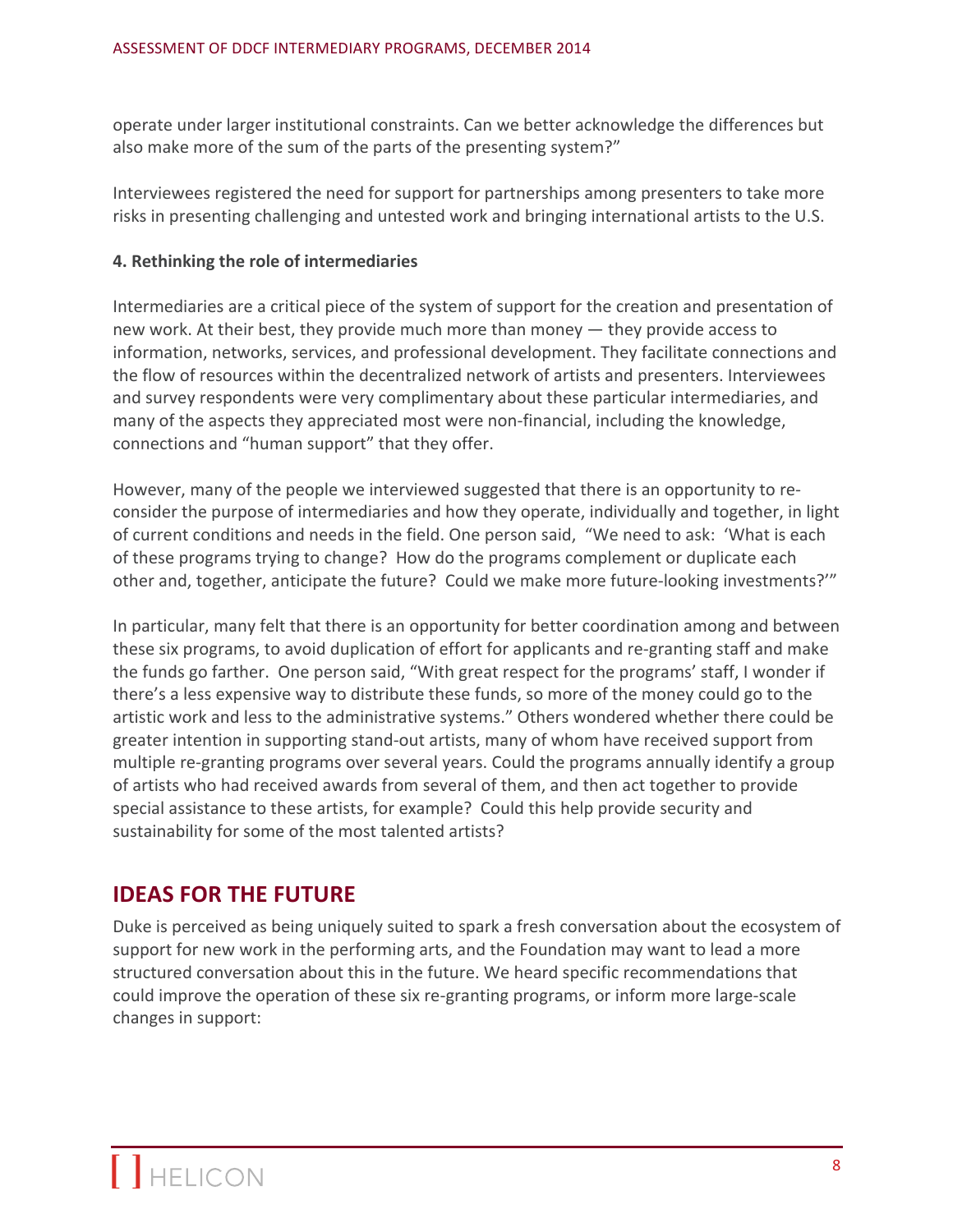operate under larger institutional constraints. Can we better acknowledge the differences but also make more of the sum of the parts of the presenting system?"

Interviewees registered the need for support for partnerships among presenters to take more risks in presenting challenging and untested work and bringing international artists to the U.S.

**4. Rethinking the role of intermediaries**

Intermediaries are a critical piece of the system of support for the creation and presentation of new work. At their best, they provide much more than money — they provide access to information, networks, services, and professional development. They facilitate connections and the flow of resources within the decentralized network of artists and presenters. Interviewees and survey respondents were very complimentary about these particular intermediaries, and many of the aspects they appreciated most were non-financial, including the knowledge, connections and "human support" that they offer.

However, many of the people we interviewed suggested that there is an opportunity to re-consider the purpose of intermediaries and how they operate, individually and together, in light of current conditions and needs in the field. One person said, "We need to ask: 'What is each of these programs trying to change? How do the programs complement or duplicate each other and, together, anticipate the future? Could we make more future-looking investments?'"

In particular, many felt that there is an opportunity for better coordination among and between these six programs, to avoid duplication of effort for applicants and re-granting staff and make the funds go farther. One person said, "With great respect for the programs' staff, I wonder if there's a less expensive way to distribute these funds, so more of the money could go to the artistic work and less to the administrative systems." Others wondered whether there could be greater intention in supporting stand-out artists, many of whom have received support from multiple re-granting programs over several years. Could the programs annually identify a group of artists who had received awards from several of them, and then act together to provide special assistance to these artists, for example? Could this help provide security and sustainability for some of the most talented artists?

## IDEAS FOR THE FUTURE

Duke is perceived as being uniquely suited to spark a fresh conversation about the ecosystem of support for new work in the performing arts, and the Foundation may want to lead a more structured conversation about this in the future. We heard specific recommendations that could improve the operation of these six re-granting programs, or inform more large-scale changes in support: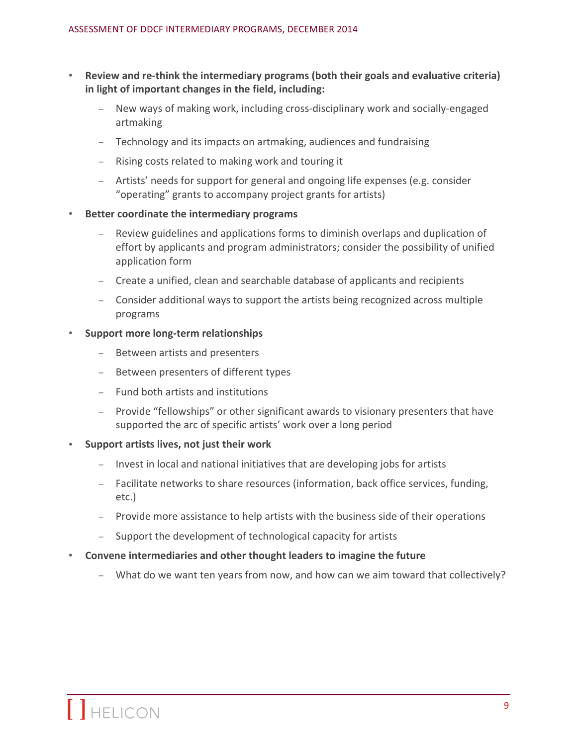- **Review and re-think the intermediary programs (both their goals and evaluative criteria) in light of important changes in the field, including:**
  - New ways of making work, including cross-disciplinary work and socially-engaged artmaking
  - Technology and its impacts on artmaking, audiences and fundraising
  - Rising costs related to making work and touring it
  - Artists' needs for support for general and ongoing life expenses (e.g. consider "operating" grants to accompany project grants for artists)
- **Better coordinate the intermediary programs**
  - Review guidelines and applications forms to diminish overlaps and duplication of effort by applicants and program administrators; consider the possibility of unified application form
  - Create a unified, clean and searchable database of applicants and recipients
  - Consider additional ways to support the artists being recognized across multiple programs
- **Support more long-term relationships**
  - Between artists and presenters
  - Between presenters of different types
  - Fund both artists and institutions
  - Provide "fellowships" or other significant awards to visionary presenters that have supported the arc of specific artists' work over a long period
- **Support artists lives, not just their work**
  - Invest in local and national initiatives that are developing jobs for artists
  - Facilitate networks to share resources (information, back office services, funding, etc.)
  - Provide more assistance to help artists with the business side of their operations
  - Support the development of technological capacity for artists
- **Convene intermediaries and other thought leaders to imagine the future**
  - What do we want ten years from now, and how can we aim toward that collectively?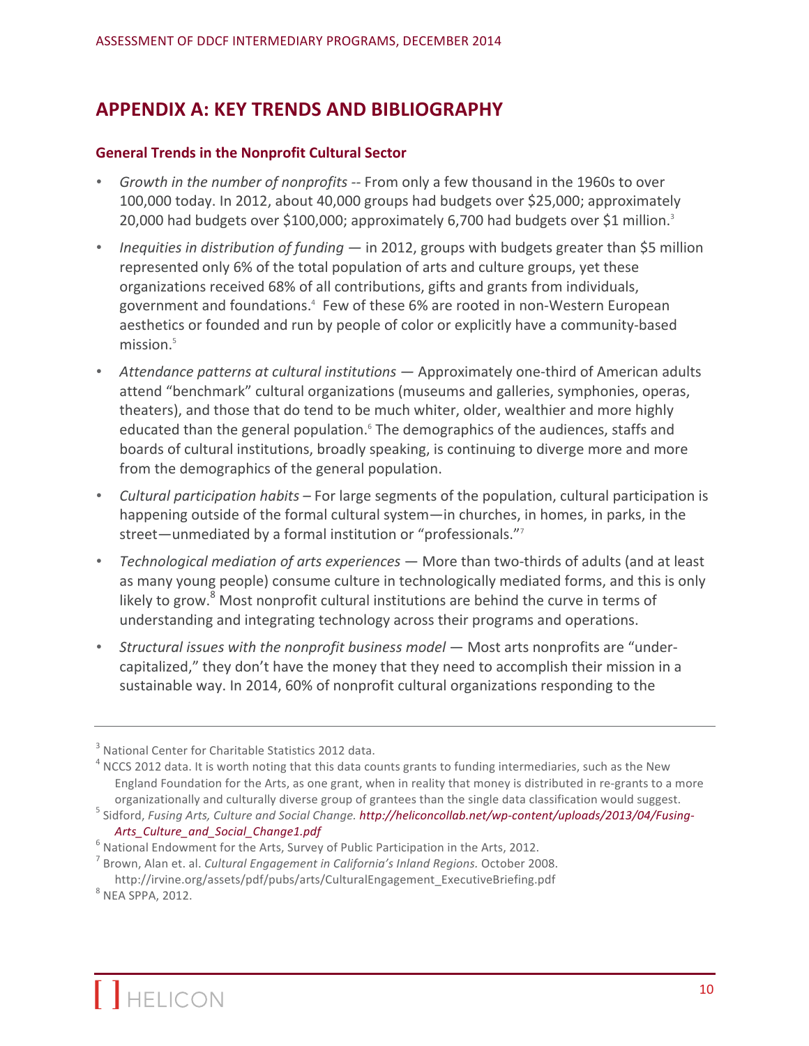# APPENDIX A: KEY TRENDS AND BIBLIOGRAPHY

### General Trends in the Nonprofit Cultural Sector

- *Growth in the number of nonprofits* -- From only a few thousand in the 1960s to over 100,000 today. In 2012, about 40,000 groups had budgets over $25,000; approximately 20,000 had budgets over $100,000; approximately 6,700 had budgets over $1 million.[3]
- *Inequities in distribution of funding* — in 2012, groups with budgets greater than $5 million represented only 6% of the total population of arts and culture groups, yet these organizations received 68% of all contributions, gifts and grants from individuals, government and foundations.[4] Few of these 6% are rooted in non-Western European aesthetics or founded and run by people of color or explicitly have a community-based mission.[5]
- *Attendance patterns at cultural institutions* — Approximately one-third of American adults attend "benchmark" cultural organizations (museums and galleries, symphonies, operas, theaters), and those that do tend to be much whiter, older, wealthier and more highly educated than the general population.[6] The demographics of the audiences, staffs and boards of cultural institutions, broadly speaking, is continuing to diverge more and more from the demographics of the general population.
- *Cultural participation habits* – For large segments of the population, cultural participation is happening outside of the formal cultural system—in churches, in homes, in parks, in the street—unmediated by a formal institution or "professionals."[7]
- *Technological mediation of arts experiences* — More than two-thirds of adults (and at least as many young people) consume culture in technologically mediated forms, and this is only likely to grow.[8] Most nonprofit cultural institutions are behind the curve in terms of understanding and integrating technology across their programs and operations.
- *Structural issues with the nonprofit business model* — Most arts nonprofits are "under-capitalized," they don't have the money that they need to accomplish their mission in a sustainable way. In 2014, 60% of nonprofit cultural organizations responding to the

---

[3] National Center for Charitable Statistics 2012 data.

[4] NCCS 2012 data. It is worth noting that this data counts grants to funding intermediaries, such as the New England Foundation for the Arts, as one grant, when in reality that money is distributed in re-grants to a more organizationally and culturally diverse group of grantees than the single data classification would suggest.

[5] Sidford, *Fusing Arts, Culture and Social Change.* *http://heliconcollab.net/wp-content/uploads/2013/04/Fusing-Arts_Culture_and_Social_Change1.pdf*

[6] National Endowment for the Arts, Survey of Public Participation in the Arts, 2012.

[7] Brown, Alan et. al. *Cultural Engagement in California's Inland Regions.* October 2008. http://irvine.org/assets/pdf/pubs/arts/CulturalEngagement_ExecutiveBriefing.pdf

[8] NEA SPPA, 2012.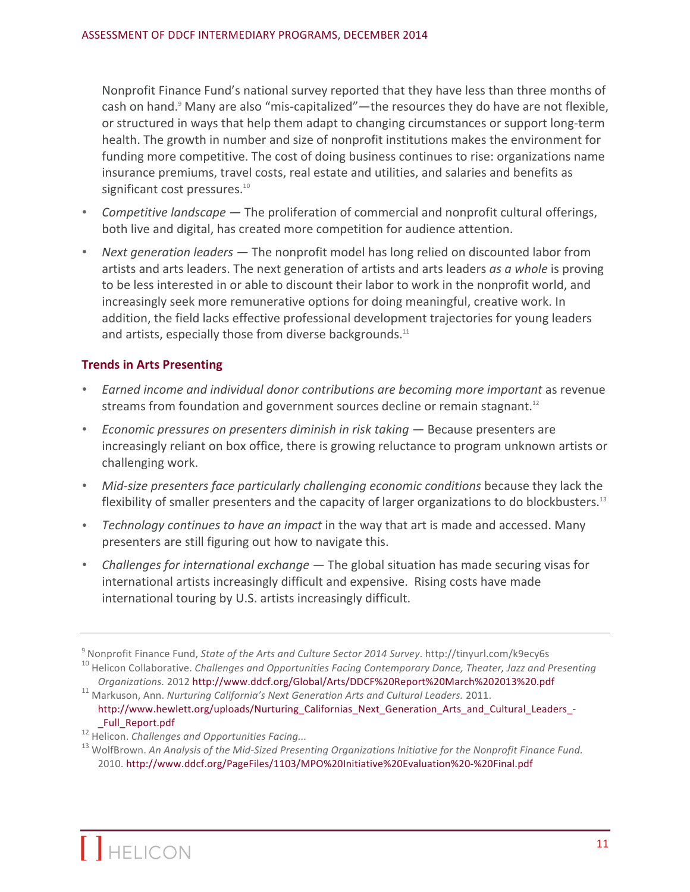Nonprofit Finance Fund's national survey reported that they have less than three months of cash on hand.[9] Many are also "mis-capitalized"—the resources they do have are not flexible, or structured in ways that help them adapt to changing circumstances or support long-term health. The growth in number and size of nonprofit institutions makes the environment for funding more competitive. The cost of doing business continues to rise: organizations name insurance premiums, travel costs, real estate and utilities, and salaries and benefits as significant cost pressures.[10]

- *Competitive landscape* — The proliferation of commercial and nonprofit cultural offerings, both live and digital, has created more competition for audience attention.
- *Next generation leaders* — The nonprofit model has long relied on discounted labor from artists and arts leaders. The next generation of artists and arts leaders *as a whole* is proving to be less interested in or able to discount their labor to work in the nonprofit world, and increasingly seek more remunerative options for doing meaningful, creative work. In addition, the field lacks effective professional development trajectories for young leaders and artists, especially those from diverse backgrounds.[11]

### Trends in Arts Presenting

- *Earned income and individual donor contributions are becoming more important* as revenue streams from foundation and government sources decline or remain stagnant.[12]
- *Economic pressures on presenters diminish in risk taking* — Because presenters are increasingly reliant on box office, there is growing reluctance to program unknown artists or challenging work.
- *Mid-size presenters face particularly challenging economic conditions* because they lack the flexibility of smaller presenters and the capacity of larger organizations to do blockbusters.[13]
- *Technology continues to have an impact* in the way that art is made and accessed. Many presenters are still figuring out how to navigate this.
- *Challenges for international exchange* — The global situation has made securing visas for international artists increasingly difficult and expensive. Rising costs have made international touring by U.S. artists increasingly difficult.

---

[9] Nonprofit Finance Fund, *State of the Arts and Culture Sector 2014 Survey*. http://tinyurl.com/k9ecy6s

[10] Helicon Collaborative. *Challenges and Opportunities Facing Contemporary Dance, Theater, Jazz and Presenting Organizations.* 2012 http://www.ddcf.org/Global/Arts/DDCF%20Report%20March%202013%20.pdf

[11] Markuson, Ann. *Nurturing California's Next Generation Arts and Cultural Leaders.* 2011. http://www.hewlett.org/uploads/Nurturing_Californias_Next_Generation_Arts_and_Cultural_Leaders_-_Full_Report.pdf

[12] Helicon. *Challenges and Opportunities Facing...*

[13] WolfBrown. *An Analysis of the Mid-Sized Presenting Organizations Initiative for the Nonprofit Finance Fund.* 2010. http://www.ddcf.org/PageFiles/1103/MPO%20Initiative%20Evaluation%20-%20Final.pdf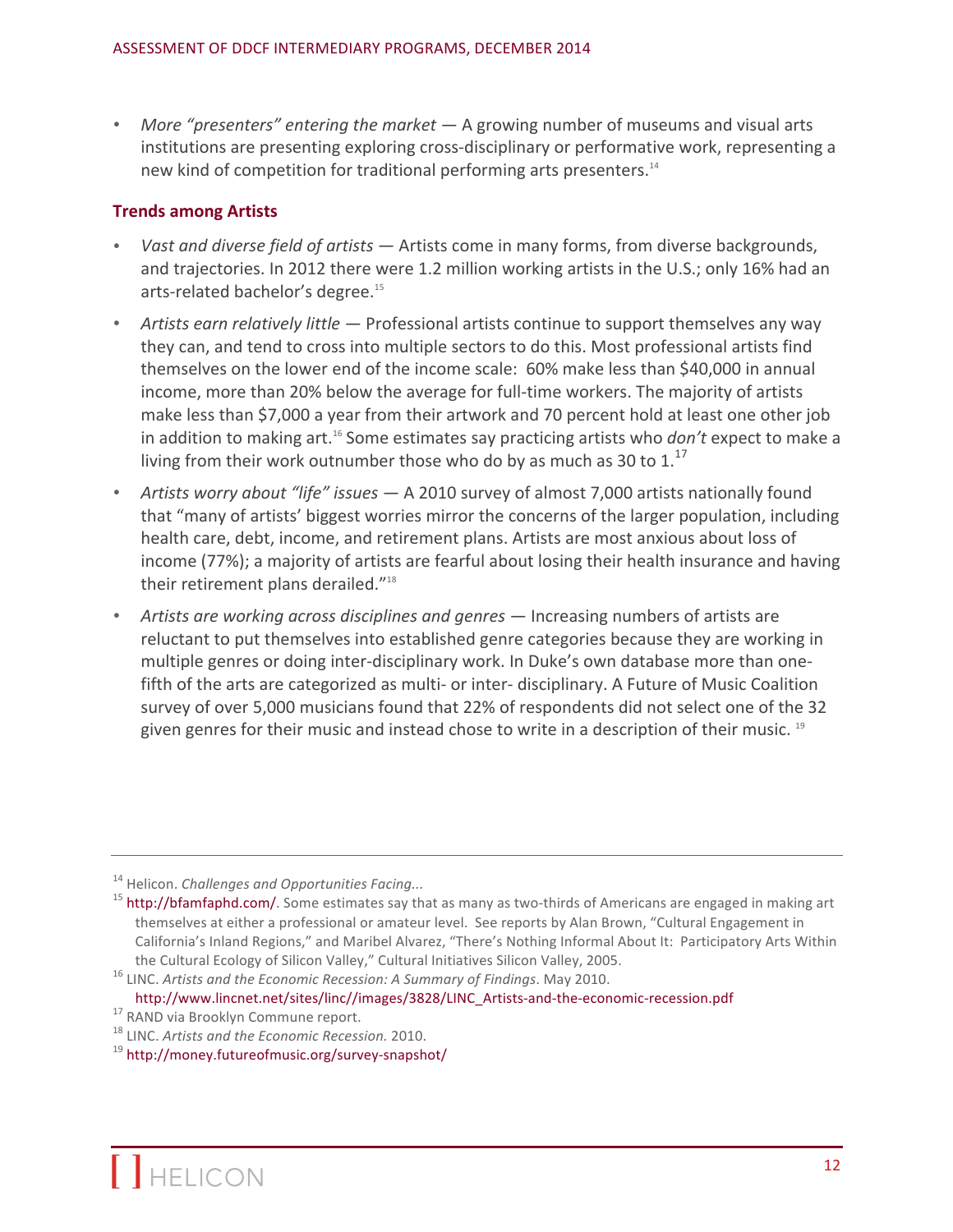- *More "presenters" entering the market* — A growing number of museums and visual arts institutions are presenting exploring cross-disciplinary or performative work, representing a new kind of competition for traditional performing arts presenters.[14]

### Trends among Artists

- *Vast and diverse field of artists* — Artists come in many forms, from diverse backgrounds, and trajectories. In 2012 there were 1.2 million working artists in the U.S.; only 16% had an arts-related bachelor's degree.[15]
- *Artists earn relatively little* — Professional artists continue to support themselves any way they can, and tend to cross into multiple sectors to do this. Most professional artists find themselves on the lower end of the income scale: 60% make less than $40,000 in annual income, more than 20% below the average for full-time workers. The majority of artists make less than $7,000 a year from their artwork and 70 percent hold at least one other job in addition to making art.[16] Some estimates say practicing artists who *don't* expect to make a living from their work outnumber those who do by as much as 30 to 1.[17]
- *Artists worry about "life" issues* — A 2010 survey of almost 7,000 artists nationally found that "many of artists' biggest worries mirror the concerns of the larger population, including health care, debt, income, and retirement plans. Artists are most anxious about loss of income (77%); a majority of artists are fearful about losing their health insurance and having their retirement plans derailed."[18]
- *Artists are working across disciplines and genres* — Increasing numbers of artists are reluctant to put themselves into established genre categories because they are working in multiple genres or doing inter-disciplinary work. In Duke's own database more than one-fifth of the arts are categorized as multi- or inter- disciplinary. A Future of Music Coalition survey of over 5,000 musicians found that 22% of respondents did not select one of the 32 given genres for their music and instead chose to write in a description of their music.[19]

---

[14] Helicon. *Challenges and Opportunities Facing...*

[15] http://bfamfaphd.com/. Some estimates say that as many as two-thirds of Americans are engaged in making art themselves at either a professional or amateur level. See reports by Alan Brown, "Cultural Engagement in California's Inland Regions," and Maribel Alvarez, "There's Nothing Informal About It: Participatory Arts Within the Cultural Ecology of Silicon Valley," Cultural Initiatives Silicon Valley, 2005.

[16] LINC. *Artists and the Economic Recession: A Summary of Findings*. May 2010. http://www.lincnet.net/sites/linc//images/3828/LINC_Artists-and-the-economic-recession.pdf

[17] RAND via Brooklyn Commune report.

[18] LINC. *Artists and the Economic Recession.* 2010.

[19] http://money.futureofmusic.org/survey-snapshot/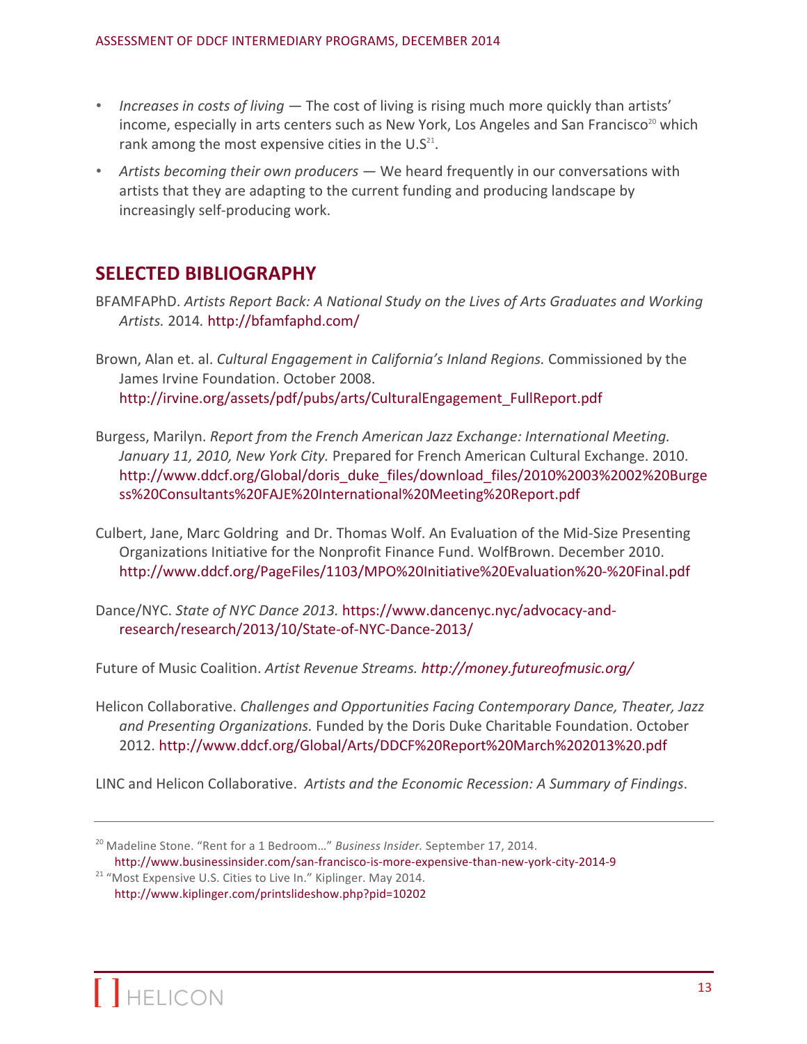- *Increases in costs of living* — The cost of living is rising much more quickly than artists' income, especially in arts centers such as New York, Los Angeles and San Francisco[20] which rank among the most expensive cities in the U.S[21].
- *Artists becoming their own producers* — We heard frequently in our conversations with artists that they are adapting to the current funding and producing landscape by increasingly self-producing work.

## SELECTED BIBLIOGRAPHY

BFAMFAPhD. *Artists Report Back: A National Study on the Lives of Arts Graduates and Working Artists.* 2014. http://bfamfaphd.com/

Brown, Alan et. al. *Cultural Engagement in California's Inland Regions.* Commissioned by the James Irvine Foundation. October 2008. http://irvine.org/assets/pdf/pubs/arts/CulturalEngagement_FullReport.pdf

Burgess, Marilyn. *Report from the French American Jazz Exchange: International Meeting. January 11, 2010, New York City.* Prepared for French American Cultural Exchange. 2010. http://www.ddcf.org/Global/doris_duke_files/download_files/2010%2003%2002%20Burgess%20Consultants%20FAJE%20International%20Meeting%20Report.pdf

Culbert, Jane, Marc Goldring and Dr. Thomas Wolf. An Evaluation of the Mid-Size Presenting Organizations Initiative for the Nonprofit Finance Fund. WolfBrown. December 2010. http://www.ddcf.org/PageFiles/1103/MPO%20Initiative%20Evaluation%20-%20Final.pdf

Dance/NYC. *State of NYC Dance 2013.* https://www.dancenyc.nyc/advocacy-and-research/research/2013/10/State-of-NYC-Dance-2013/

Future of Music Coalition. *Artist Revenue Streams. http://money.futureofmusic.org/*

Helicon Collaborative. *Challenges and Opportunities Facing Contemporary Dance, Theater, Jazz and Presenting Organizations.* Funded by the Doris Duke Charitable Foundation. October 2012. http://www.ddcf.org/Global/Arts/DDCF%20Report%20March%202013%20.pdf

LINC and Helicon Collaborative. *Artists and the Economic Recession: A Summary of Findings*.

---

[20] Madeline Stone. "Rent for a 1 Bedroom…" *Business Insider.* September 17, 2014. http://www.businessinsider.com/san-francisco-is-more-expensive-than-new-york-city-2014-9

[21] "Most Expensive U.S. Cities to Live In." Kiplinger. May 2014. http://www.kiplinger.com/printslideshow.php?pid=10202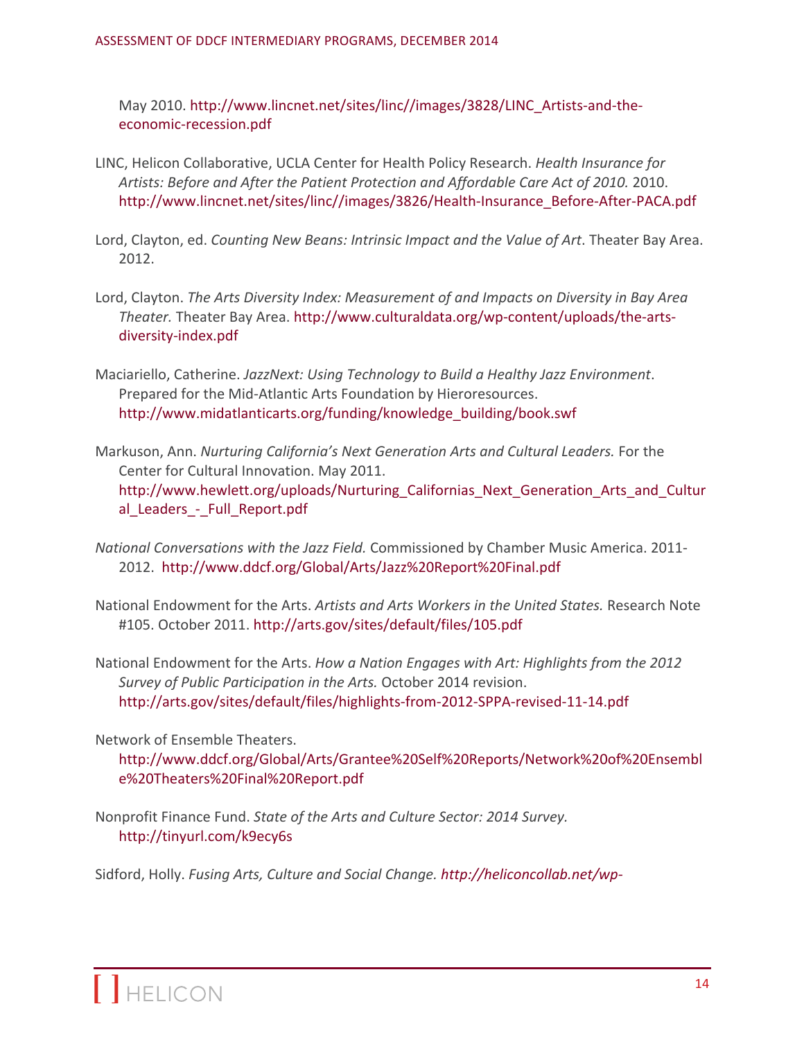May 2010. http://www.lincnet.net/sites/linc//images/3828/LINC_Artists-and-the-economic-recession.pdf

LINC, Helicon Collaborative, UCLA Center for Health Policy Research. *Health Insurance for Artists: Before and After the Patient Protection and Affordable Care Act of 2010.* 2010. http://www.lincnet.net/sites/linc//images/3826/Health-Insurance_Before-After-PACA.pdf

Lord, Clayton, ed. *Counting New Beans: Intrinsic Impact and the Value of Art*. Theater Bay Area. 2012.

Lord, Clayton. *The Arts Diversity Index: Measurement of and Impacts on Diversity in Bay Area Theater.* Theater Bay Area. http://www.culturaldata.org/wp-content/uploads/the-arts-diversity-index.pdf

Maciariello, Catherine. *JazzNext: Using Technology to Build a Healthy Jazz Environment*. Prepared for the Mid-Atlantic Arts Foundation by Hieroresources. http://www.midatlanticarts.org/funding/knowledge_building/book.swf

Markuson, Ann. *Nurturing California's Next Generation Arts and Cultural Leaders.* For the Center for Cultural Innovation. May 2011. http://www.hewlett.org/uploads/Nurturing_Californias_Next_Generation_Arts_and_Cultural_Leaders_-_Full_Report.pdf

*National Conversations with the Jazz Field.* Commissioned by Chamber Music America. 2011-2012. http://www.ddcf.org/Global/Arts/Jazz%20Report%20Final.pdf

National Endowment for the Arts. *Artists and Arts Workers in the United States.* Research Note #105. October 2011. http://arts.gov/sites/default/files/105.pdf

National Endowment for the Arts. *How a Nation Engages with Art: Highlights from the 2012 Survey of Public Participation in the Arts.* October 2014 revision. http://arts.gov/sites/default/files/highlights-from-2012-SPPA-revised-11-14.pdf

Network of Ensemble Theaters. http://www.ddcf.org/Global/Arts/Grantee%20Self%20Reports/Network%20of%20Ensemble%20Theaters%20Final%20Report.pdf

Nonprofit Finance Fund. *State of the Arts and Culture Sector: 2014 Survey.* http://tinyurl.com/k9ecy6s

Sidford, Holly. *Fusing Arts, Culture and Social Change. http://heliconcollab.net/wp-*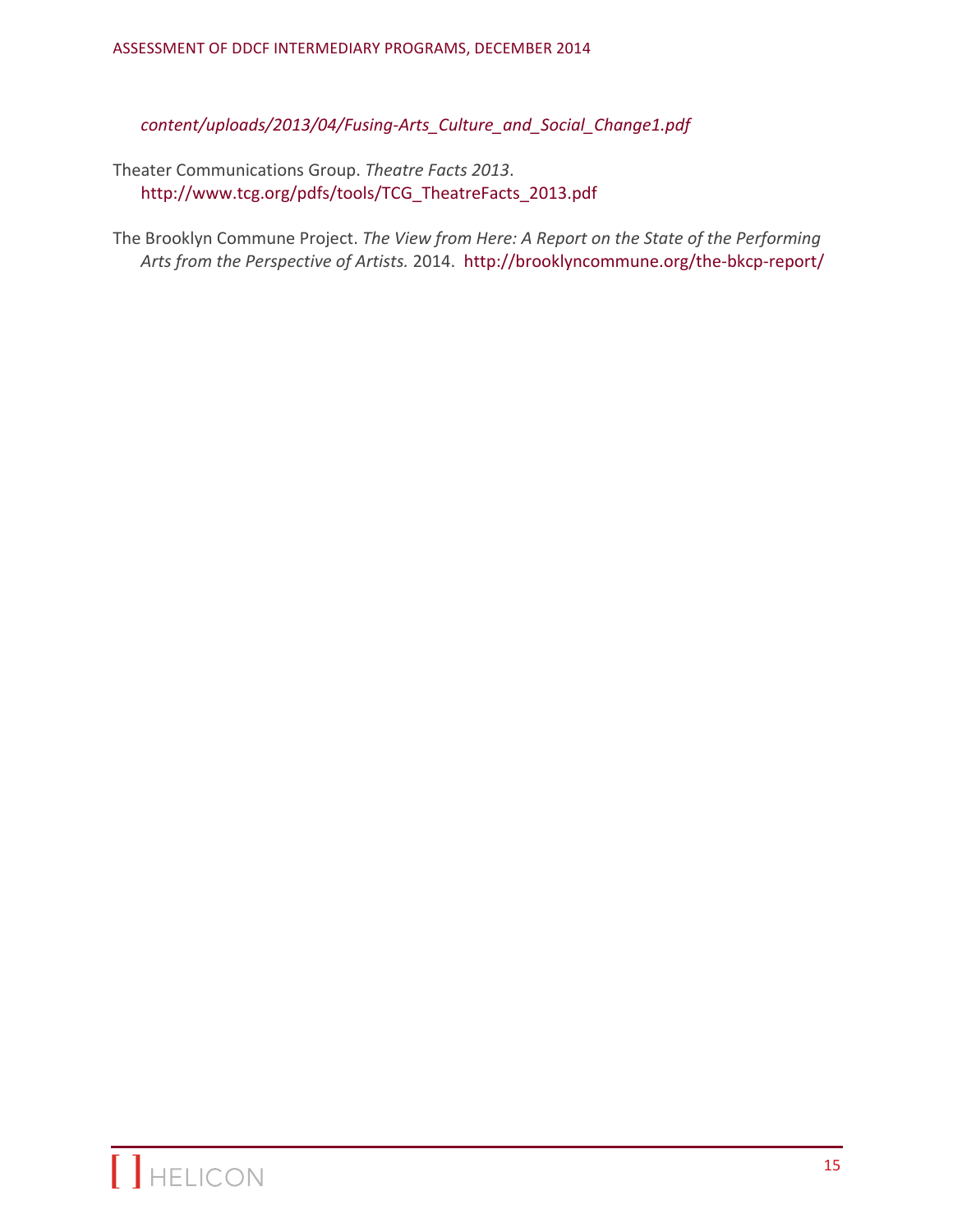*content/uploads/2013/04/Fusing-Arts_Culture_and_Social_Change1.pdf*

Theater Communications Group. *Theatre Facts 2013*. http://www.tcg.org/pdfs/tools/TCG_TheatreFacts_2013.pdf

The Brooklyn Commune Project. *The View from Here: A Report on the State of the Performing Arts from the Perspective of Artists.* 2014. http://brooklyncommune.org/the-bkcp-report/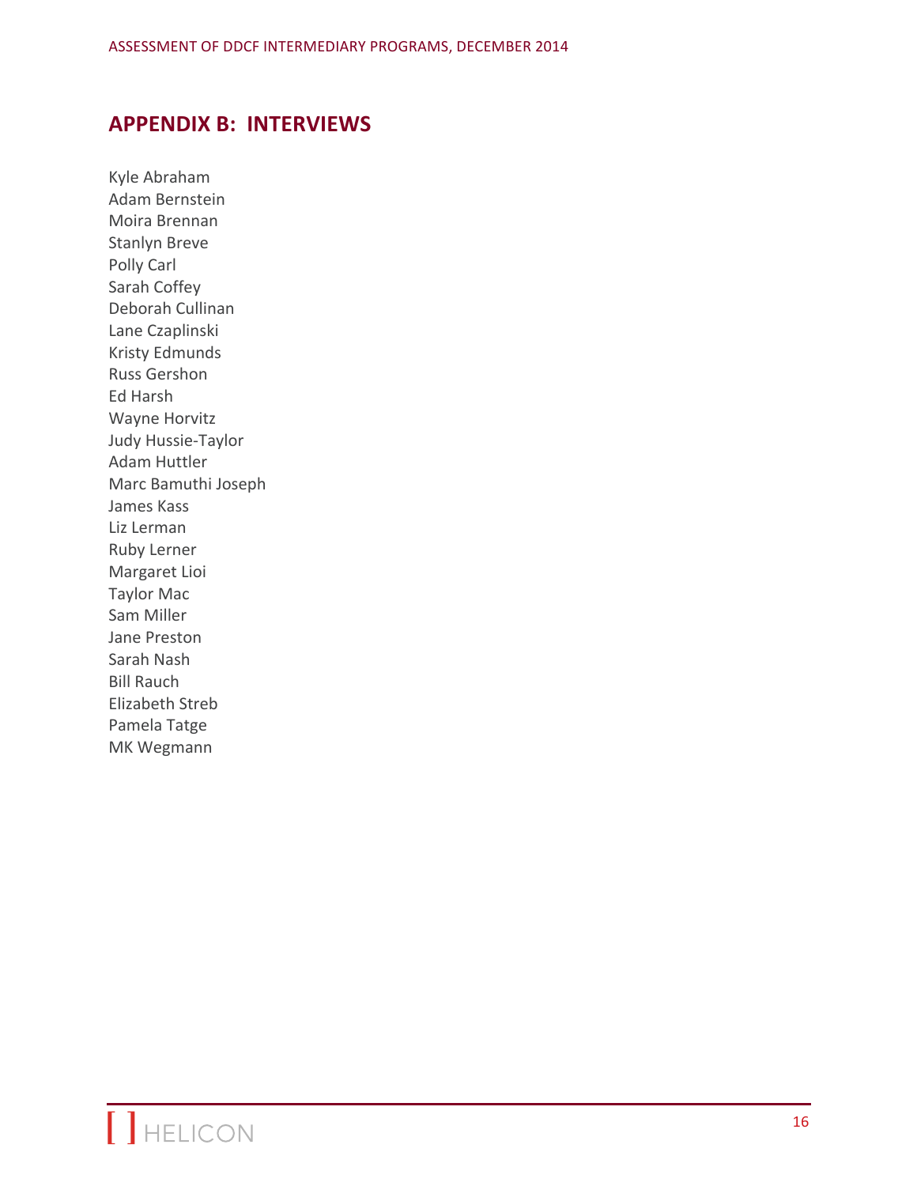## APPENDIX B: INTERVIEWS

Kyle Abraham
Adam Bernstein
Moira Brennan
Stanlyn Breve
Polly Carl
Sarah Coffey
Deborah Cullinan
Lane Czaplinski
Kristy Edmunds
Russ Gershon
Ed Harsh
Wayne Horvitz
Judy Hussie-Taylor
Adam Huttler
Marc Bamuthi Joseph
James Kass
Liz Lerman
Ruby Lerner
Margaret Lioi
Taylor Mac
Sam Miller
Jane Preston
Sarah Nash
Bill Rauch
Elizabeth Streb
Pamela Tatge
MK Wegmann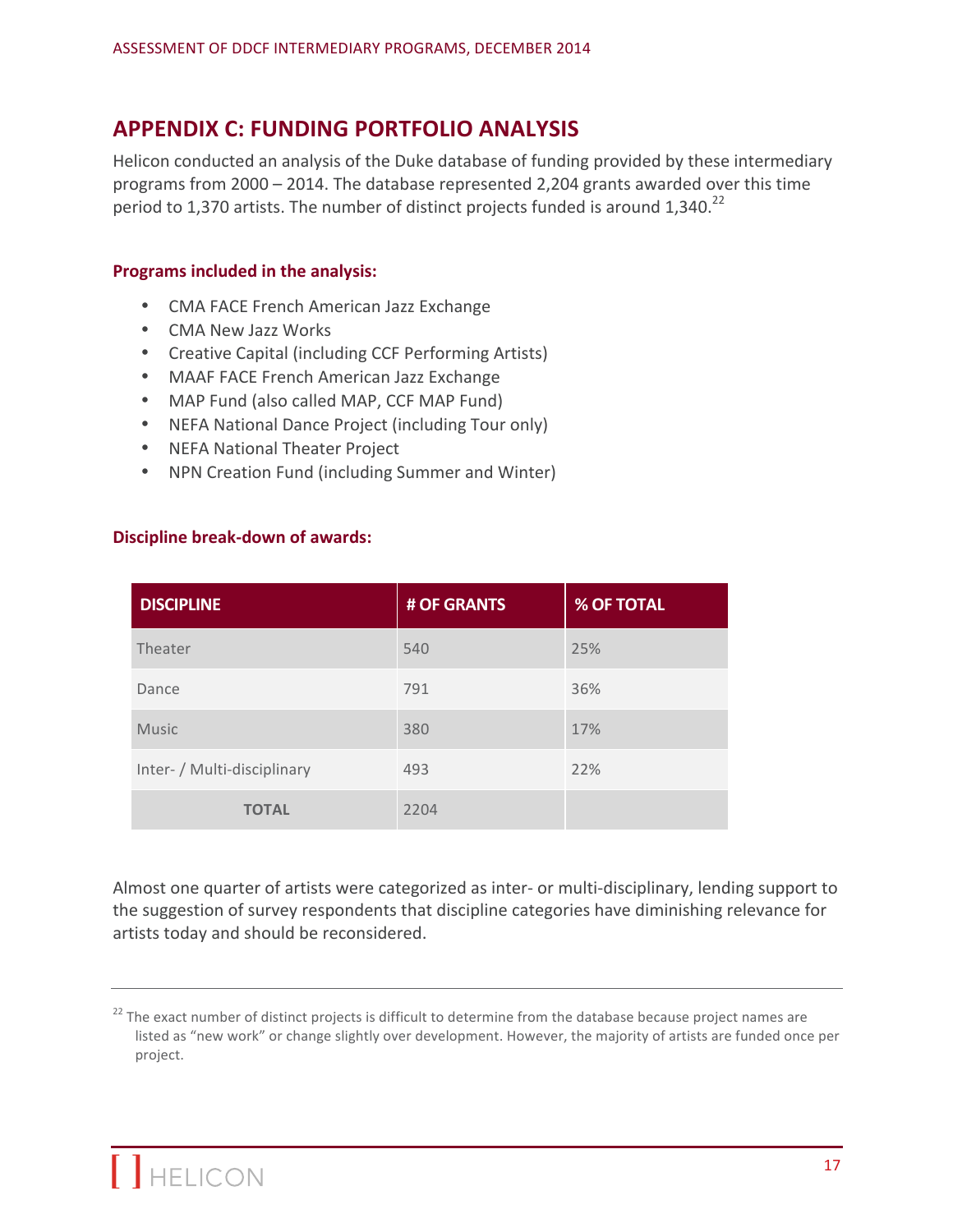## APPENDIX C: FUNDING PORTFOLIO ANALYSIS

Helicon conducted an analysis of the Duke database of funding provided by these intermediary programs from 2000 – 2014. The database represented 2,204 grants awarded over this time period to 1,370 artists. The number of distinct projects funded is around 1,340.[22]

#### Programs included in the analysis:

- CMA FACE French American Jazz Exchange
- CMA New Jazz Works
- Creative Capital (including CCF Performing Artists)
- MAAF FACE French American Jazz Exchange
- MAP Fund (also called MAP, CCF MAP Fund)
- NEFA National Dance Project (including Tour only)
- NEFA National Theater Project
- NPN Creation Fund (including Summer and Winter)

#### Discipline break-down of awards:

| DISCIPLINE | # OF GRANTS | % OF TOTAL |
|---|---|---|
| Theater | 540 | 25% |
| Dance | 791 | 36% |
| Music | 380 | 17% |
| Inter- / Multi-disciplinary | 493 | 22% |
| **TOTAL** | 2204 | |

Almost one quarter of artists were categorized as inter- or multi-disciplinary, lending support to the suggestion of survey respondents that discipline categories have diminishing relevance for artists today and should be reconsidered.

---

[22] The exact number of distinct projects is difficult to determine from the database because project names are listed as "new work" or change slightly over development. However, the majority of artists are funded once per project.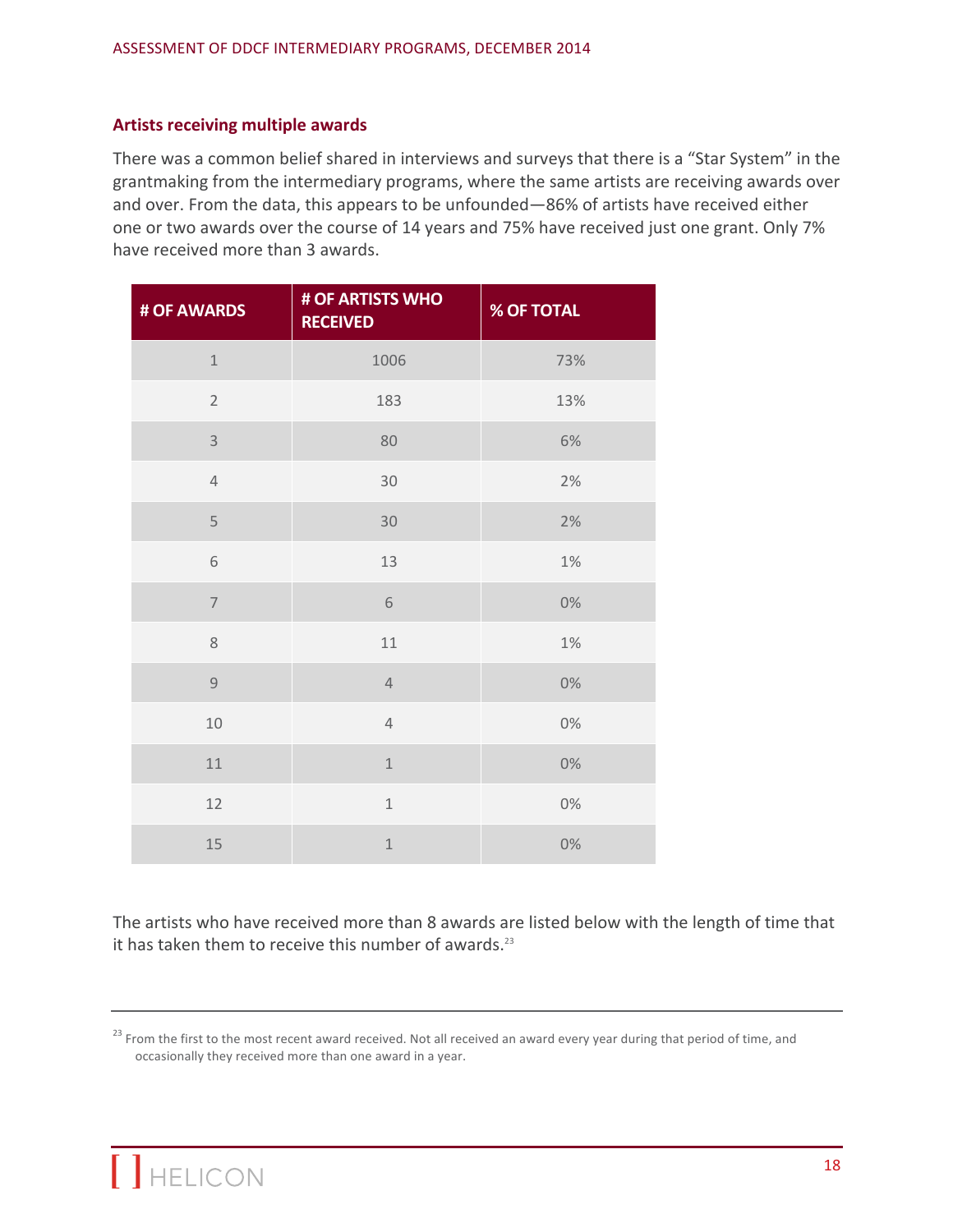### Artists receiving multiple awards

There was a common belief shared in interviews and surveys that there is a "Star System" in the grantmaking from the intermediary programs, where the same artists are receiving awards over and over. From the data, this appears to be unfounded—86% of artists have received either one or two awards over the course of 14 years and 75% have received just one grant. Only 7% have received more than 3 awards.

| # OF AWARDS | # OF ARTISTS WHO RECEIVED | % OF TOTAL |
|---|---|---|
| 1 | 1006 | 73% |
| 2 | 183 | 13% |
| 3 | 80 | 6% |
| 4 | 30 | 2% |
| 5 | 30 | 2% |
| 6 | 13 | 1% |
| 7 | 6 | 0% |
| 8 | 11 | 1% |
| 9 | 4 | 0% |
| 10 | 4 | 0% |
| 11 | 1 | 0% |
| 12 | 1 | 0% |
| 15 | 1 | 0% |

The artists who have received more than 8 awards are listed below with the length of time that it has taken them to receive this number of awards.[23]

[23] From the first to the most recent award received. Not all received an award every year during that period of time, and occasionally they received more than one award in a year.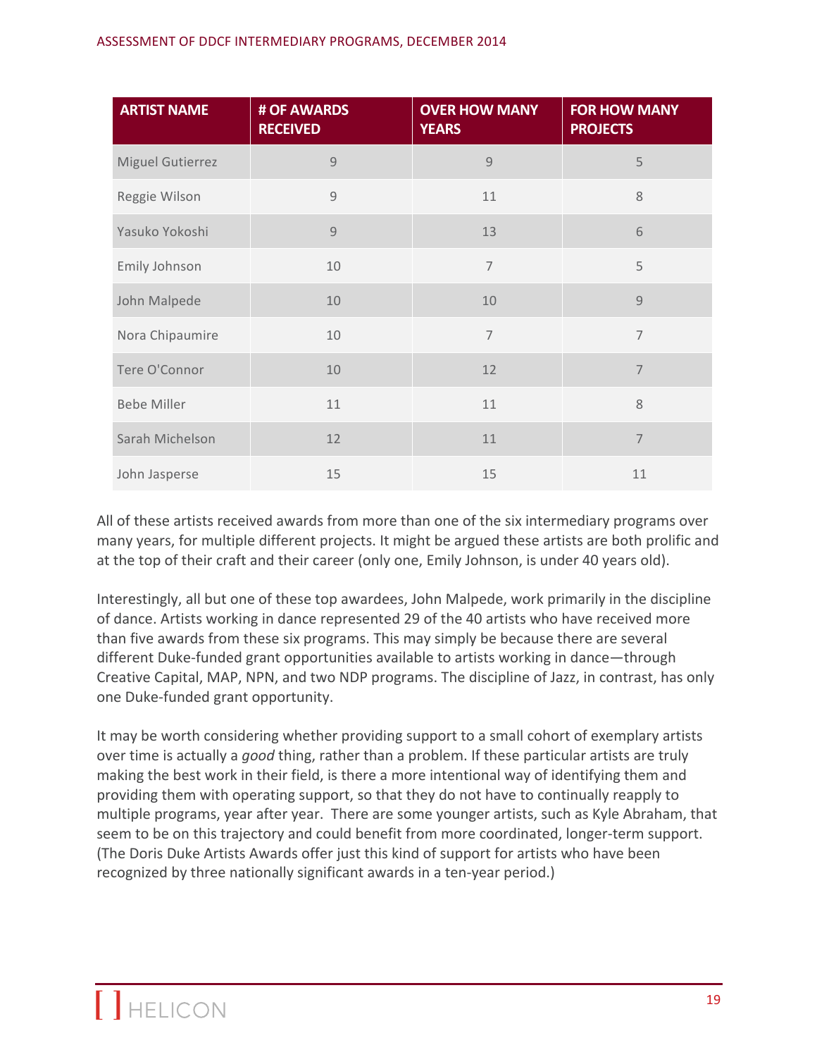| ARTIST NAME | # OF AWARDS RECEIVED | OVER HOW MANY YEARS | FOR HOW MANY PROJECTS |
|---|---|---|---|
| Miguel Gutierrez | 9 | 9 | 5 |
| Reggie Wilson | 9 | 11 | 8 |
| Yasuko Yokoshi | 9 | 13 | 6 |
| Emily Johnson | 10 | 7 | 5 |
| John Malpede | 10 | 10 | 9 |
| Nora Chipaumire | 10 | 7 | 7 |
| Tere O'Connor | 10 | 12 | 7 |
| Bebe Miller | 11 | 11 | 8 |
| Sarah Michelson | 12 | 11 | 7 |
| John Jasperse | 15 | 15 | 11 |

All of these artists received awards from more than one of the six intermediary programs over many years, for multiple different projects. It might be argued these artists are both prolific and at the top of their craft and their career (only one, Emily Johnson, is under 40 years old).

Interestingly, all but one of these top awardees, John Malpede, work primarily in the discipline of dance. Artists working in dance represented 29 of the 40 artists who have received more than five awards from these six programs. This may simply be because there are several different Duke-funded grant opportunities available to artists working in dance—through Creative Capital, MAP, NPN, and two NDP programs. The discipline of Jazz, in contrast, has only one Duke-funded grant opportunity.

It may be worth considering whether providing support to a small cohort of exemplary artists over time is actually a *good* thing, rather than a problem. If these particular artists are truly making the best work in their field, is there a more intentional way of identifying them and providing them with operating support, so that they do not have to continually reapply to multiple programs, year after year. There are some younger artists, such as Kyle Abraham, that seem to be on this trajectory and could benefit from more coordinated, longer-term support. (The Doris Duke Artists Awards offer just this kind of support for artists who have been recognized by three nationally significant awards in a ten-year period.)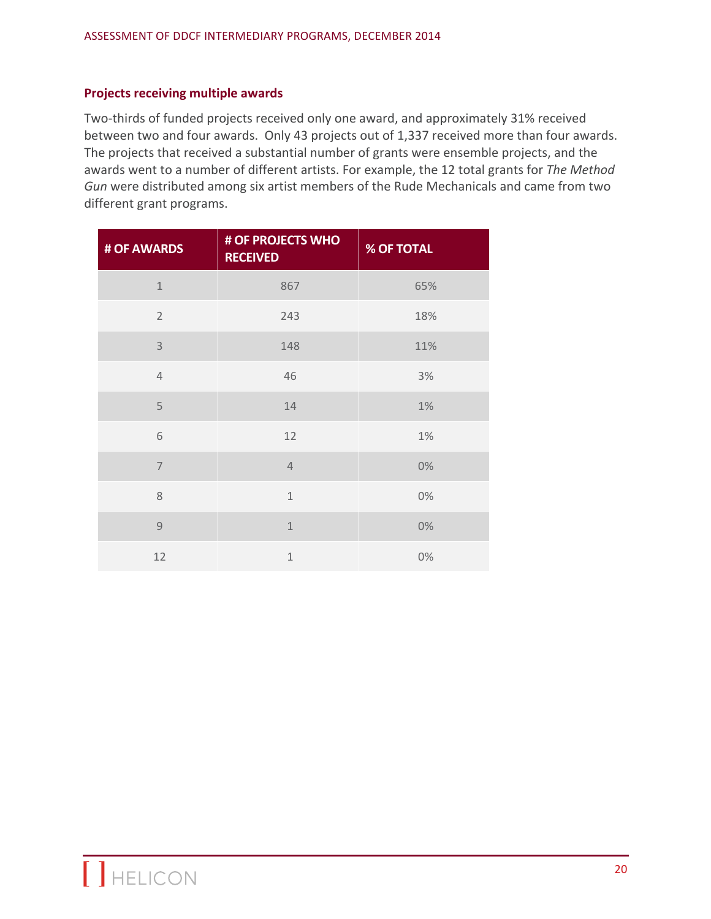### Projects receiving multiple awards

Two-thirds of funded projects received only one award, and approximately 31% received between two and four awards. Only 43 projects out of 1,337 received more than four awards. The projects that received a substantial number of grants were ensemble projects, and the awards went to a number of different artists. For example, the 12 total grants for *The Method Gun* were distributed among six artist members of the Rude Mechanicals and came from two different grant programs.

| # OF AWARDS | # OF PROJECTS WHO RECEIVED | % OF TOTAL |
|---|---|---|
| 1 | 867 | 65% |
| 2 | 243 | 18% |
| 3 | 148 | 11% |
| 4 | 46 | 3% |
| 5 | 14 | 1% |
| 6 | 12 | 1% |
| 7 | 4 | 0% |
| 8 | 1 | 0% |
| 9 | 1 | 0% |
| 12 | 1 | 0% |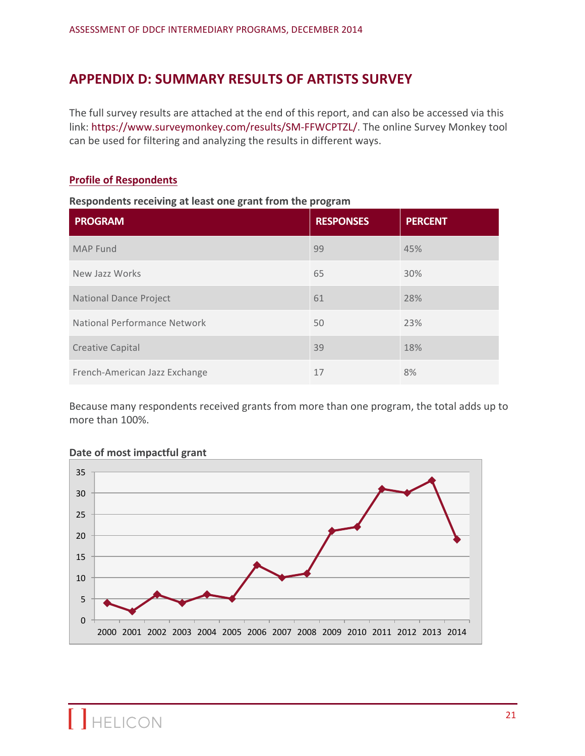# APPENDIX D: SUMMARY RESULTS OF ARTISTS SURVEY

The full survey results are attached at the end of this report, and can also be accessed via this link: https://www.surveymonkey.com/results/SM-FFWCPTZL/. The online Survey Monkey tool can be used for filtering and analyzing the results in different ways.

**Profile of Respondents**

**Respondents receiving at least one grant from the program**

| PROGRAM | RESPONSES | PERCENT |
|---|---|---|
| MAP Fund | 99 | 45% |
| New Jazz Works | 65 | 30% |
| National Dance Project | 61 | 28% |
| National Performance Network | 50 | 23% |
| Creative Capital | 39 | 18% |
| French-American Jazz Exchange | 17 | 8% |

Because many respondents received grants from more than one program, the total adds up to more than 100%.

**Date of most impactful grant**

| Year | 2000 | 2001 | 2002 | 2003 | 2004 | 2005 | 2006 | 2007 | 2008 | 2009 | 2010 | 2011 | 2012 | 2013 | 2014 |
|---|---|---|---|---|---|---|---|---|---|---|---|---|---|---|---|
| Responses | 4 | 2 | 6 | 4 | 6 | 5 | 13 | 10 | 11 | 21 | 22 | 31 | 30 | 33 | 19 |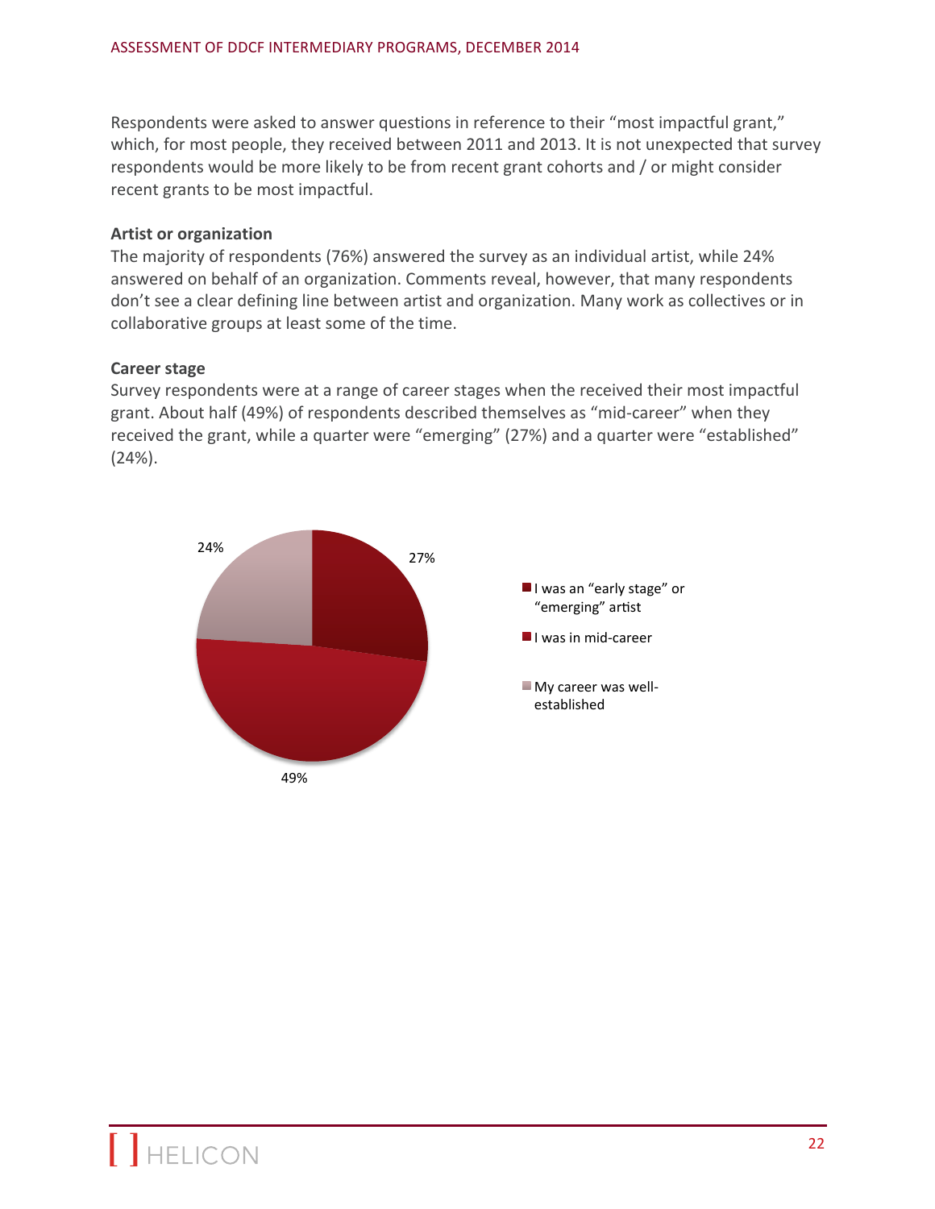Respondents were asked to answer questions in reference to their "most impactful grant," which, for most people, they received between 2011 and 2013. It is not unexpected that survey respondents would be more likely to be from recent grant cohorts and / or might consider recent grants to be most impactful.

**Artist or organization**

The majority of respondents (76%) answered the survey as an individual artist, while 24% answered on behalf of an organization. Comments reveal, however, that many respondents don't see a clear defining line between artist and organization. Many work as collectives or in collaborative groups at least some of the time.

**Career stage**

Survey respondents were at a range of career stages when the received their most impactful grant. About half (49%) of respondents described themselves as "mid-career" when they received the grant, while a quarter were "emerging" (27%) and a quarter were "established" (24%).

| Career stage | Percent |
|---|---|
| I was an "early stage" or "emerging" artist | 27% |
| I was in mid-career | 49% |
| My career was well-established | 24% |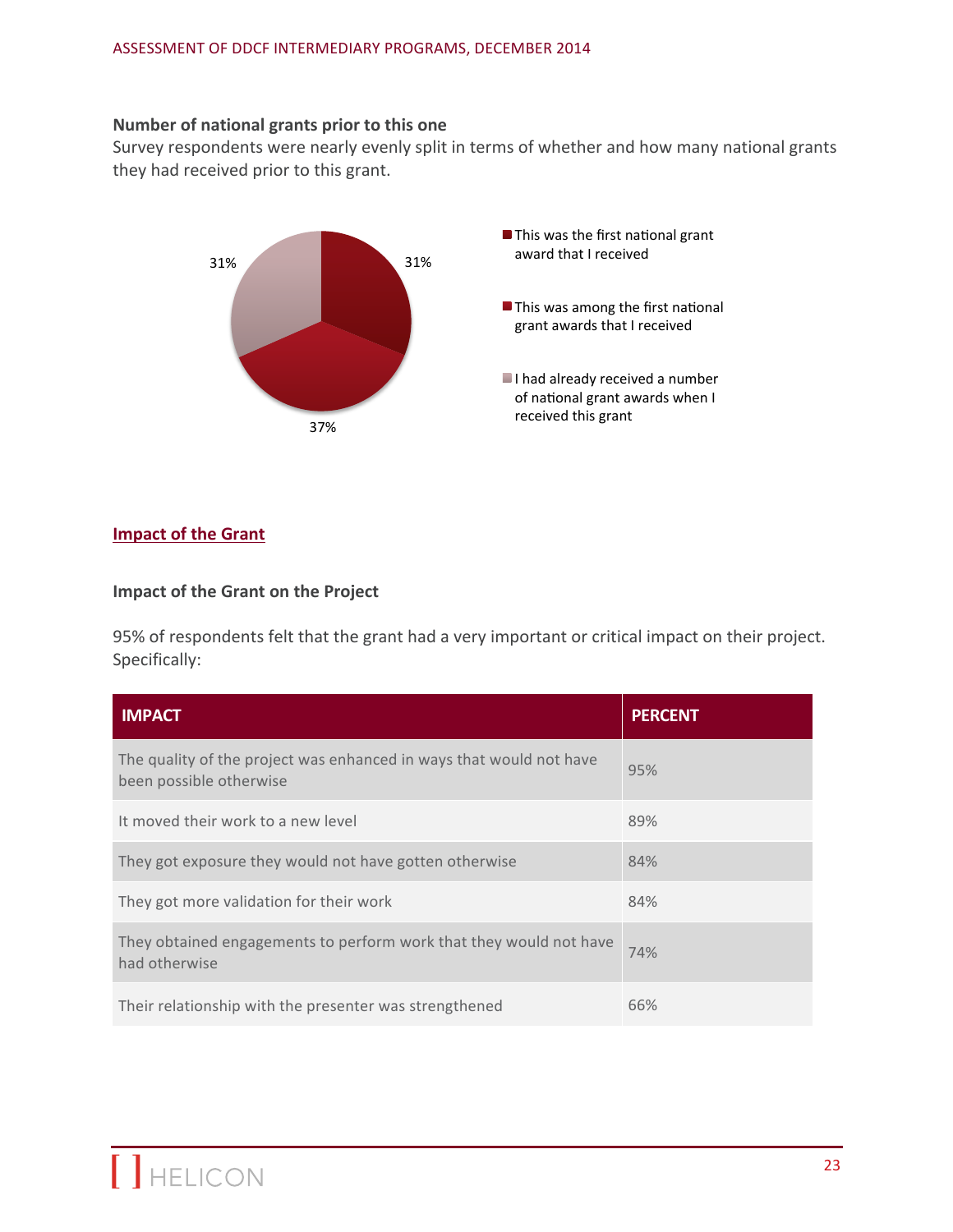**Number of national grants prior to this one**

Survey respondents were nearly evenly split in terms of whether and how many national grants they had received prior to this grant.

31%

31%

37%

- This was the first national grant award that I received
- This was among the first national grant awards that I received
- I had already received a number of national grant awards when I received this grant

## Impact of the Grant

### Impact of the Grant on the Project

95% of respondents felt that the grant had a very important or critical impact on their project. Specifically:

| IMPACT | PERCENT |
|---|---|
| The quality of the project was enhanced in ways that would not have been possible otherwise | 95% |
| It moved their work to a new level | 89% |
| They got exposure they would not have gotten otherwise | 84% |
| They got more validation for their work | 84% |
| They obtained engagements to perform work that they would not have had otherwise | 74% |
| Their relationship with the presenter was strengthened | 66% |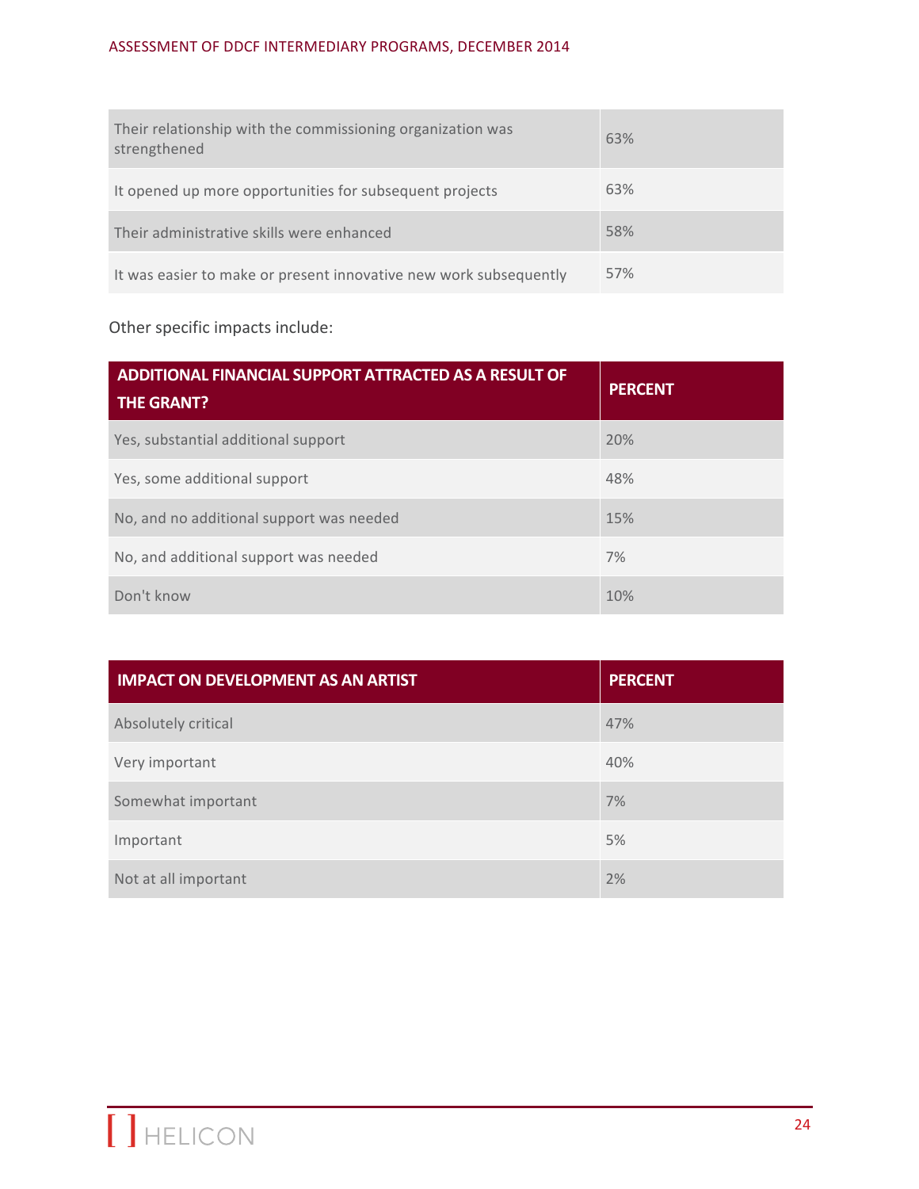| | |
|---|---|
| Their relationship with the commissioning organization was strengthened | 63% |
| It opened up more opportunities for subsequent projects | 63% |
| Their administrative skills were enhanced | 58% |
| It was easier to make or present innovative new work subsequently | 57% |

Other specific impacts include:

| ADDITIONAL FINANCIAL SUPPORT ATTRACTED AS A RESULT OF THE GRANT? | PERCENT |
|---|---|
| Yes, substantial additional support | 20% |
| Yes, some additional support | 48% |
| No, and no additional support was needed | 15% |
| No, and additional support was needed | 7% |
| Don't know | 10% |

| IMPACT ON DEVELOPMENT AS AN ARTIST | PERCENT |
|---|---|
| Absolutely critical | 47% |
| Very important | 40% |
| Somewhat important | 7% |
| Important | 5% |
| Not at all important | 2% |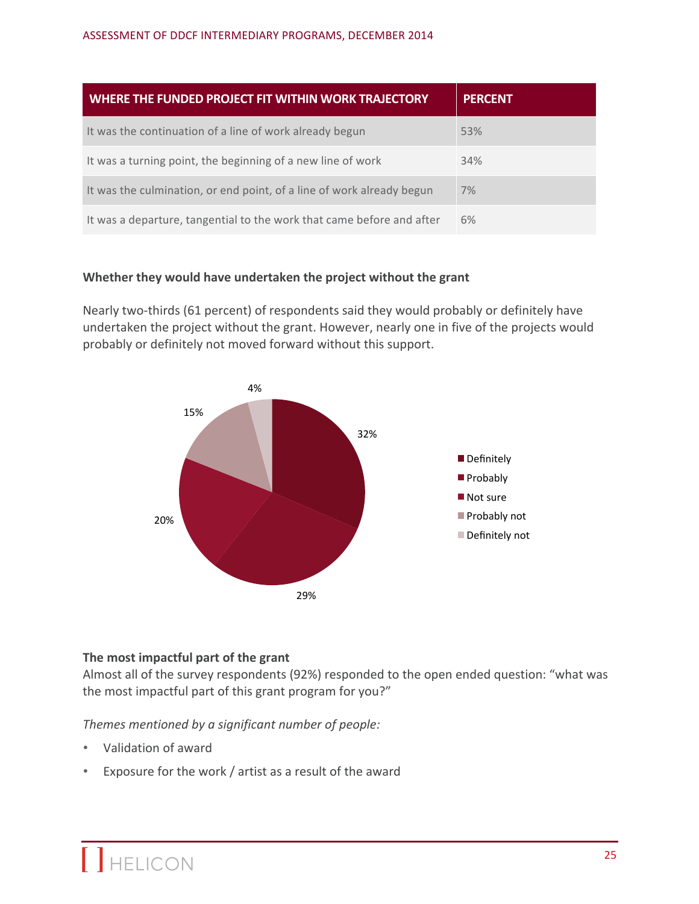| WHERE THE FUNDED PROJECT FIT WITHIN WORK TRAJECTORY | PERCENT |
| --- | --- |
| It was the continuation of a line of work already begun | 53% |
| It was a turning point, the beginning of a new line of work | 34% |
| It was the culmination, or end point, of a line of work already begun | 7% |
| It was a departure, tangential to the work that came before and after | 6% |

**Whether they would have undertaken the project without the grant**

Nearly two-thirds (61 percent) of respondents said they would probably or definitely have undertaken the project without the grant. However, nearly one in five of the projects would probably or definitely not moved forward without this support.

| Response | Percent |
| --- | --- |
| Definitely | 32% |
| Probably | 29% |
| Not sure | 20% |
| Probably not | 15% |
| Definitely not | 4% |

**The most impactful part of the grant**

Almost all of the survey respondents (92%) responded to the open ended question: "what was the most impactful part of this grant program for you?"

*Themes mentioned by a significant number of people:*

- Validation of award
- Exposure for the work / artist as a result of the award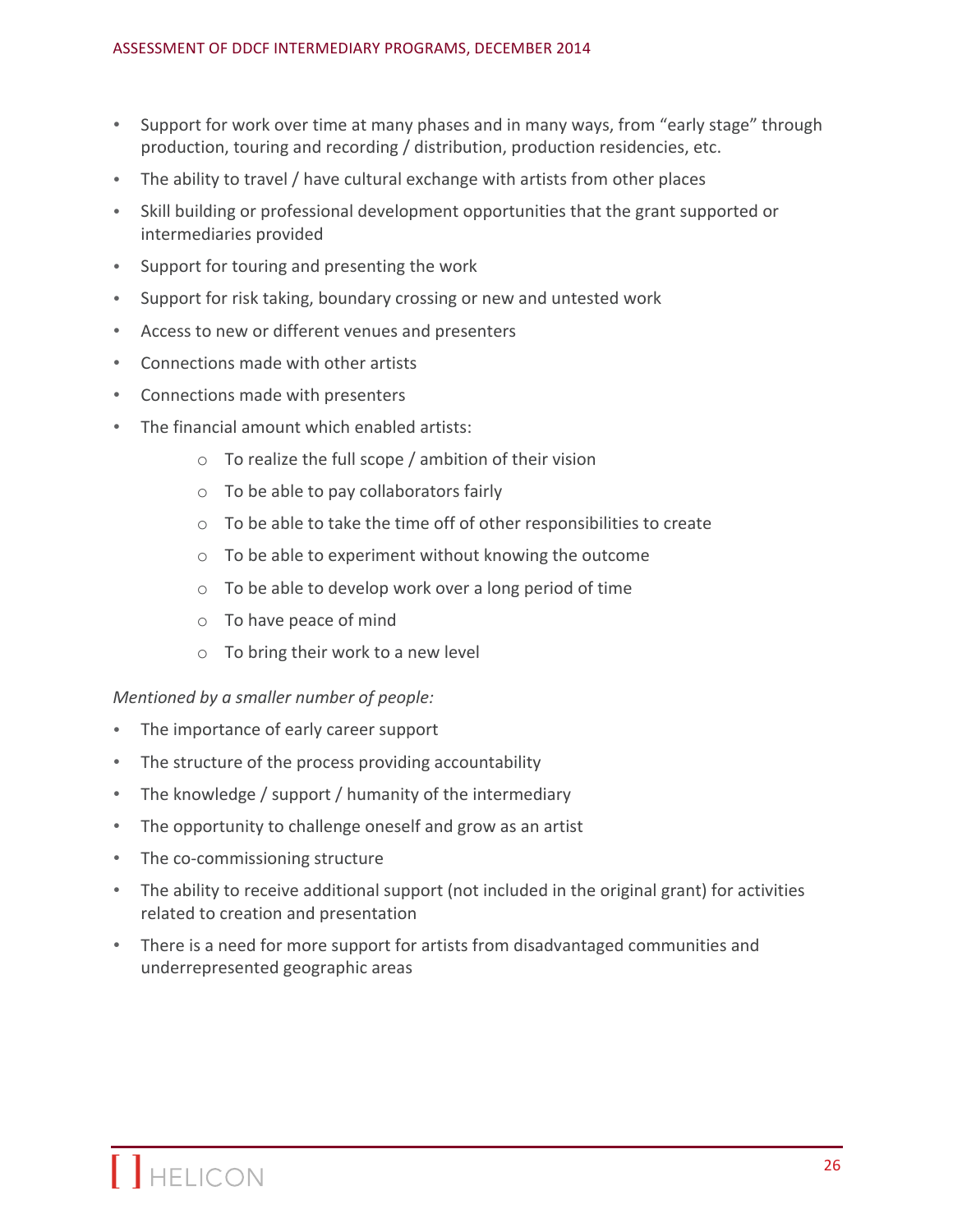- Support for work over time at many phases and in many ways, from "early stage" through production, touring and recording / distribution, production residencies, etc.
- The ability to travel / have cultural exchange with artists from other places
- Skill building or professional development opportunities that the grant supported or intermediaries provided
- Support for touring and presenting the work
- Support for risk taking, boundary crossing or new and untested work
- Access to new or different venues and presenters
- Connections made with other artists
- Connections made with presenters
- The financial amount which enabled artists:
    - To realize the full scope / ambition of their vision
    - To be able to pay collaborators fairly
    - To be able to take the time off of other responsibilities to create
    - To be able to experiment without knowing the outcome
    - To be able to develop work over a long period of time
    - To have peace of mind
    - To bring their work to a new level

*Mentioned by a smaller number of people:*

- The importance of early career support
- The structure of the process providing accountability
- The knowledge / support / humanity of the intermediary
- The opportunity to challenge oneself and grow as an artist
- The co-commissioning structure
- The ability to receive additional support (not included in the original grant) for activities related to creation and presentation
- There is a need for more support for artists from disadvantaged communities and underrepresented geographic areas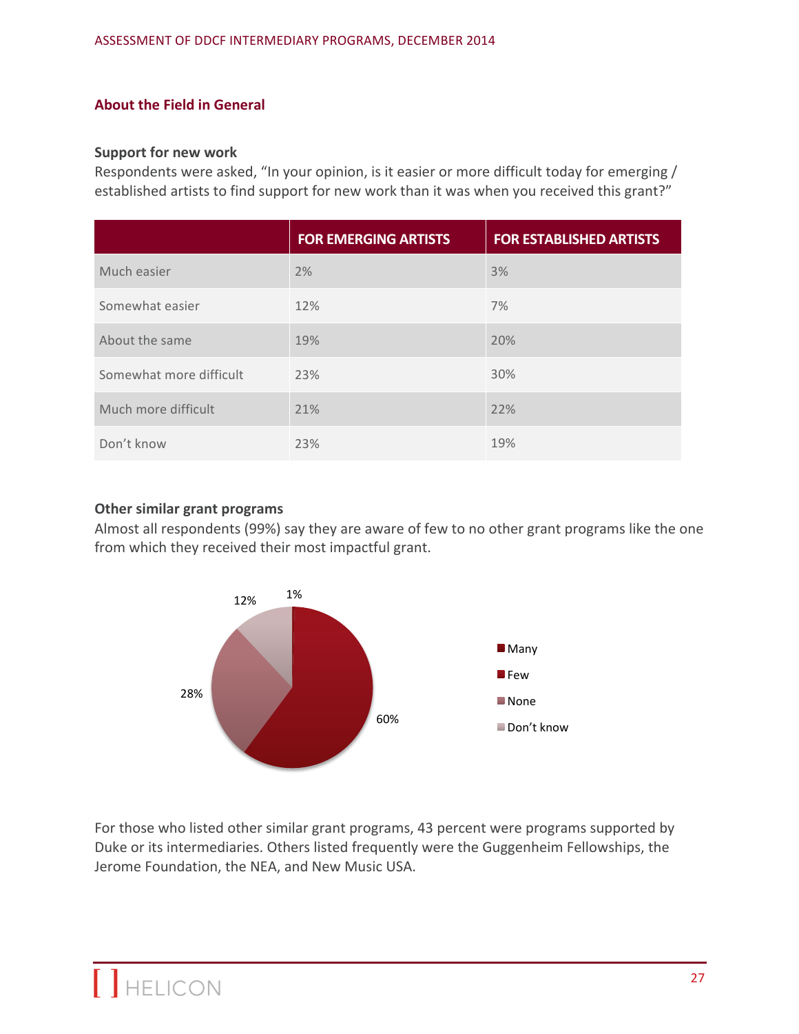## About the Field in General

### Support for new work

Respondents were asked, “In your opinion, is it easier or more difficult today for emerging / established artists to find support for new work than it was when you received this grant?”

| | FOR EMERGING ARTISTS | FOR ESTABLISHED ARTISTS |
|---|---|---|
| Much easier | 2% | 3% |
| Somewhat easier | 12% | 7% |
| About the same | 19% | 20% |
| Somewhat more difficult | 23% | 30% |
| Much more difficult | 21% | 22% |
| Don’t know | 23% | 19% |

### Other similar grant programs

Almost all respondents (99%) say they are aware of few to no other grant programs like the one from which they received their most impactful grant.

| | |
|---|---|
| Many | 1% |
| Few | 60% |
| None | 28% |
| Don’t know | 12% |

For those who listed other similar grant programs, 43 percent were programs supported by Duke or its intermediaries. Others listed frequently were the Guggenheim Fellowships, the Jerome Foundation, the NEA, and New Music USA.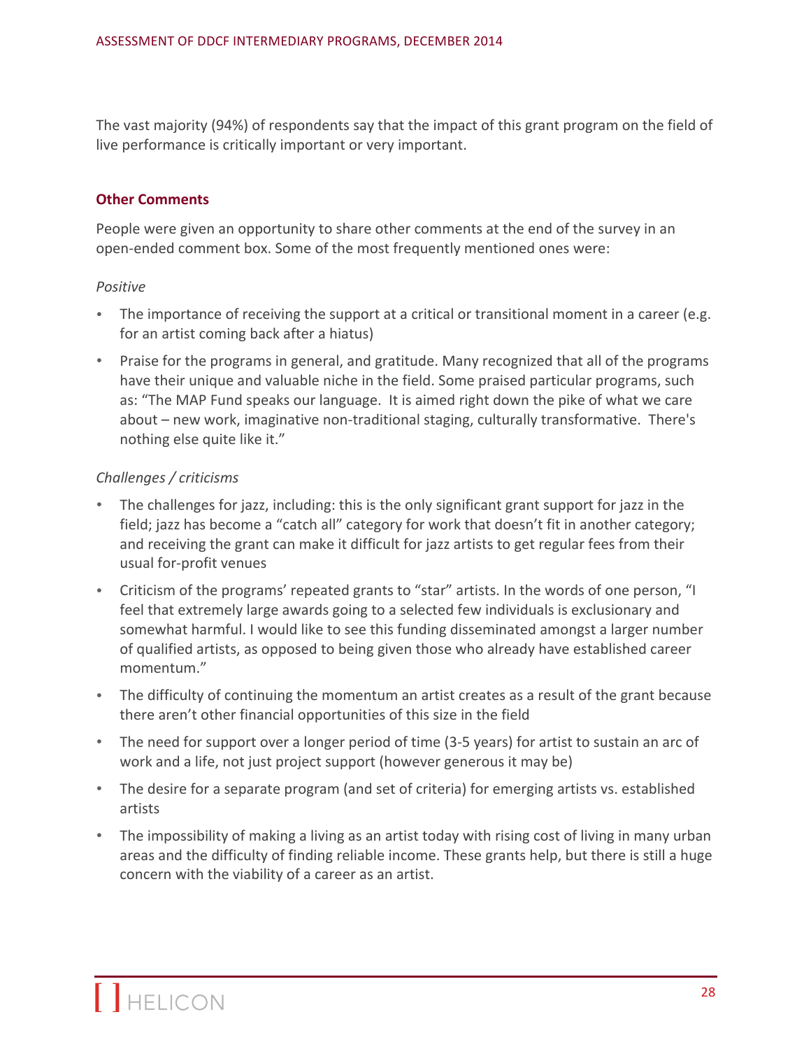The vast majority (94%) of respondents say that the impact of this grant program on the field of live performance is critically important or very important.

### Other Comments

People were given an opportunity to share other comments at the end of the survey in an open-ended comment box. Some of the most frequently mentioned ones were:

*Positive*

- The importance of receiving the support at a critical or transitional moment in a career (e.g. for an artist coming back after a hiatus)
- Praise for the programs in general, and gratitude. Many recognized that all of the programs have their unique and valuable niche in the field. Some praised particular programs, such as: "The MAP Fund speaks our language. It is aimed right down the pike of what we care about – new work, imaginative non-traditional staging, culturally transformative. There's nothing else quite like it."

*Challenges / criticisms*

- The challenges for jazz, including: this is the only significant grant support for jazz in the field; jazz has become a "catch all" category for work that doesn't fit in another category; and receiving the grant can make it difficult for jazz artists to get regular fees from their usual for-profit venues
- Criticism of the programs' repeated grants to "star" artists. In the words of one person, "I feel that extremely large awards going to a selected few individuals is exclusionary and somewhat harmful. I would like to see this funding disseminated amongst a larger number of qualified artists, as opposed to being given those who already have established career momentum."
- The difficulty of continuing the momentum an artist creates as a result of the grant because there aren't other financial opportunities of this size in the field
- The need for support over a longer period of time (3-5 years) for artist to sustain an arc of work and a life, not just project support (however generous it may be)
- The desire for a separate program (and set of criteria) for emerging artists vs. established artists
- The impossibility of making a living as an artist today with rising cost of living in many urban areas and the difficulty of finding reliable income. These grants help, but there is still a huge concern with the viability of a career as an artist.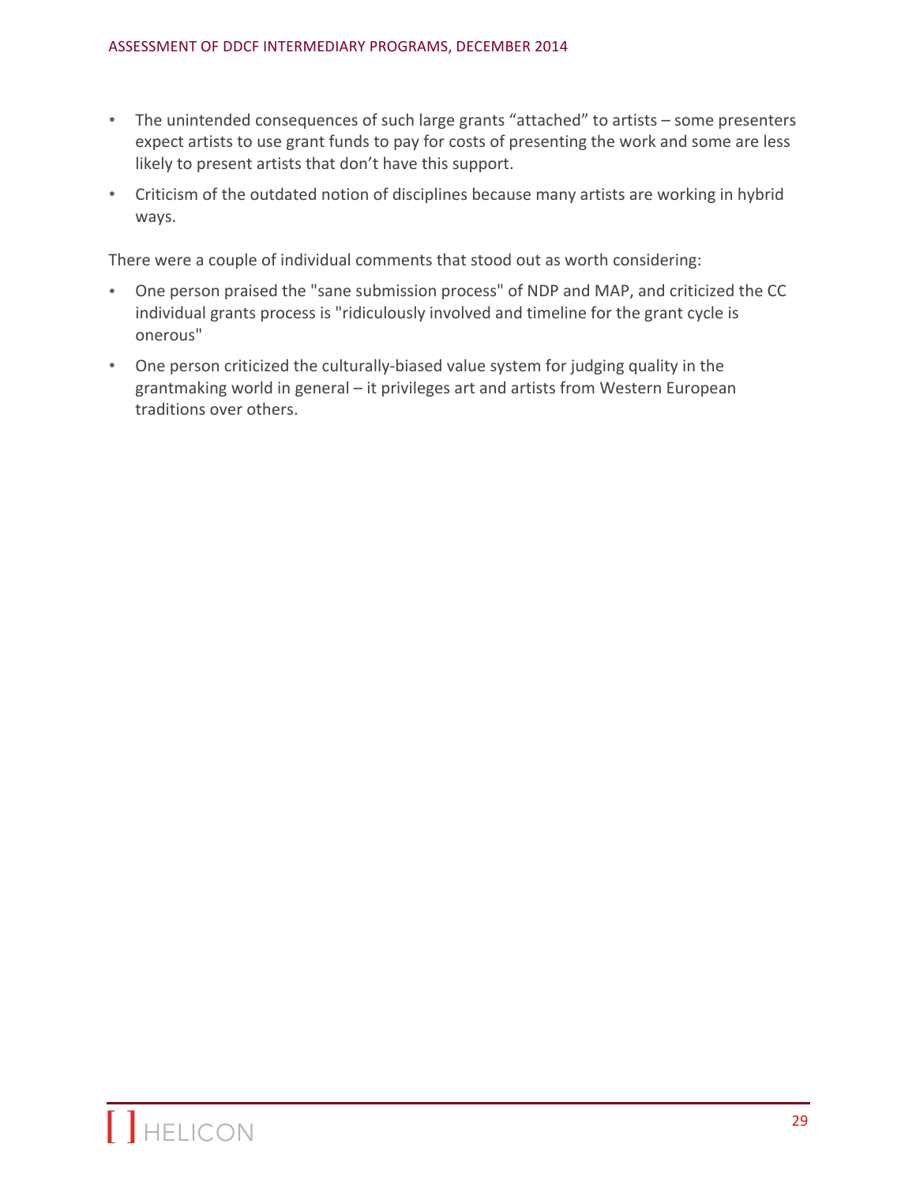- The unintended consequences of such large grants “attached” to artists – some presenters expect artists to use grant funds to pay for costs of presenting the work and some are less likely to present artists that don’t have this support.
- Criticism of the outdated notion of disciplines because many artists are working in hybrid ways.

There were a couple of individual comments that stood out as worth considering:

- One person praised the "sane submission process" of NDP and MAP, and criticized the CC individual grants process is "ridiculously involved and timeline for the grant cycle is onerous"
- One person criticized the culturally-biased value system for judging quality in the grantmaking world in general – it privileges art and artists from Western European traditions over others.